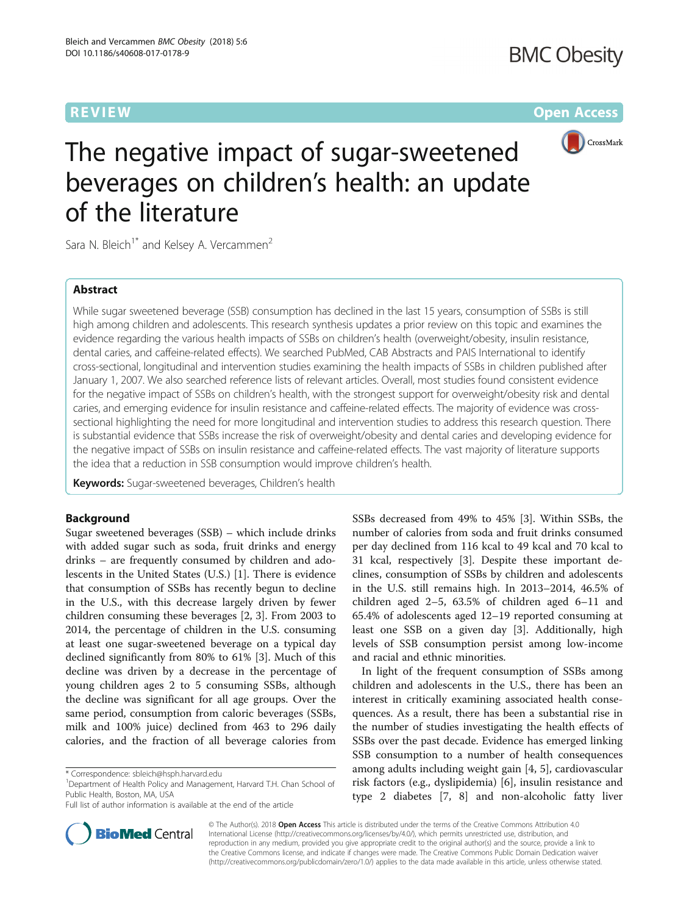REVIEW

Open Access

# The negative impact of sugar-sweetened beverages on children's health: an update of the literature

Sara N. Bleich[1*] and Kelsey A. Vercammen[2]

## Abstract

While sugar sweetened beverage (SSB) consumption has declined in the last 15 years, consumption of SSBs is still high among children and adolescents. This research synthesis updates a prior review on this topic and examines the evidence regarding the various health impacts of SSBs on children's health (overweight/obesity, insulin resistance, dental caries, and caffeine-related effects). We searched PubMed, CAB Abstracts and PAIS International to identify cross-sectional, longitudinal and intervention studies examining the health impacts of SSBs in children published after January 1, 2007. We also searched reference lists of relevant articles. Overall, most studies found consistent evidence for the negative impact of SSBs on children's health, with the strongest support for overweight/obesity risk and dental caries, and emerging evidence for insulin resistance and caffeine-related effects. The majority of evidence was cross-sectional highlighting the need for more longitudinal and intervention studies to address this research question. There is substantial evidence that SSBs increase the risk of overweight/obesity and dental caries and developing evidence for the negative impact of SSBs on insulin resistance and caffeine-related effects. The vast majority of literature supports the idea that a reduction in SSB consumption would improve children's health.

**Keywords:** Sugar-sweetened beverages, Children's health

## Background

Sugar sweetened beverages (SSB) – which include drinks with added sugar such as soda, fruit drinks and energy drinks – are frequently consumed by children and adolescents in the United States (U.S.) [1]. There is evidence that consumption of SSBs has recently begun to decline in the U.S., with this decrease largely driven by fewer children consuming these beverages [2, 3]. From 2003 to 2014, the percentage of children in the U.S. consuming at least one sugar-sweetened beverage on a typical day declined significantly from 80% to 61% [3]. Much of this decline was driven by a decrease in the percentage of young children ages 2 to 5 consuming SSBs, although the decline was significant for all age groups. Over the same period, consumption from caloric beverages (SSBs, milk and 100% juice) declined from 463 to 296 daily calories, and the fraction of all beverage calories from SSBs decreased from 49% to 45% [3]. Within SSBs, the number of calories from soda and fruit drinks consumed per day declined from 116 kcal to 49 kcal and 70 kcal to 31 kcal, respectively [3]. Despite these important declines, consumption of SSBs by children and adolescents in the U.S. still remains high. In 2013–2014, 46.5% of children aged 2–5, 63.5% of children aged 6–11 and 65.4% of adolescents aged 12–19 reported consuming at least one SSB on a given day [3]. Additionally, high levels of SSB consumption persist among low-income and racial and ethnic minorities.

In light of the frequent consumption of SSBs among children and adolescents in the U.S., there has been an interest in critically examining associated health consequences. As a result, there has been a substantial rise in the number of studies investigating the health effects of SSBs over the past decade. Evidence has emerged linking SSB consumption to a number of health consequences among adults including weight gain [4, 5], cardiovascular risk factors (e.g., dyslipidemia) [6], insulin resistance and type 2 diabetes [7, 8] and non-alcoholic fatty liver

\* Correspondence: sbleich@hsph.harvard.edu

[1]Department of Health Policy and Management, Harvard T.H. Chan School of Public Health, Boston, MA, USA

Full list of author information is available at the end of the article

© The Author(s). 2018 **Open Access** This article is distributed under the terms of the Creative Commons Attribution 4.0 International License (http://creativecommons.org/licenses/by/4.0/), which permits unrestricted use, distribution, and reproduction in any medium, provided you give appropriate credit to the original author(s) and the source, provide a link to the Creative Commons license, and indicate if changes were made. The Creative Commons Public Domain Dedication waiver (http://creativecommons.org/publicdomain/zero/1.0/) applies to the data made available in this article, unless otherwise stated.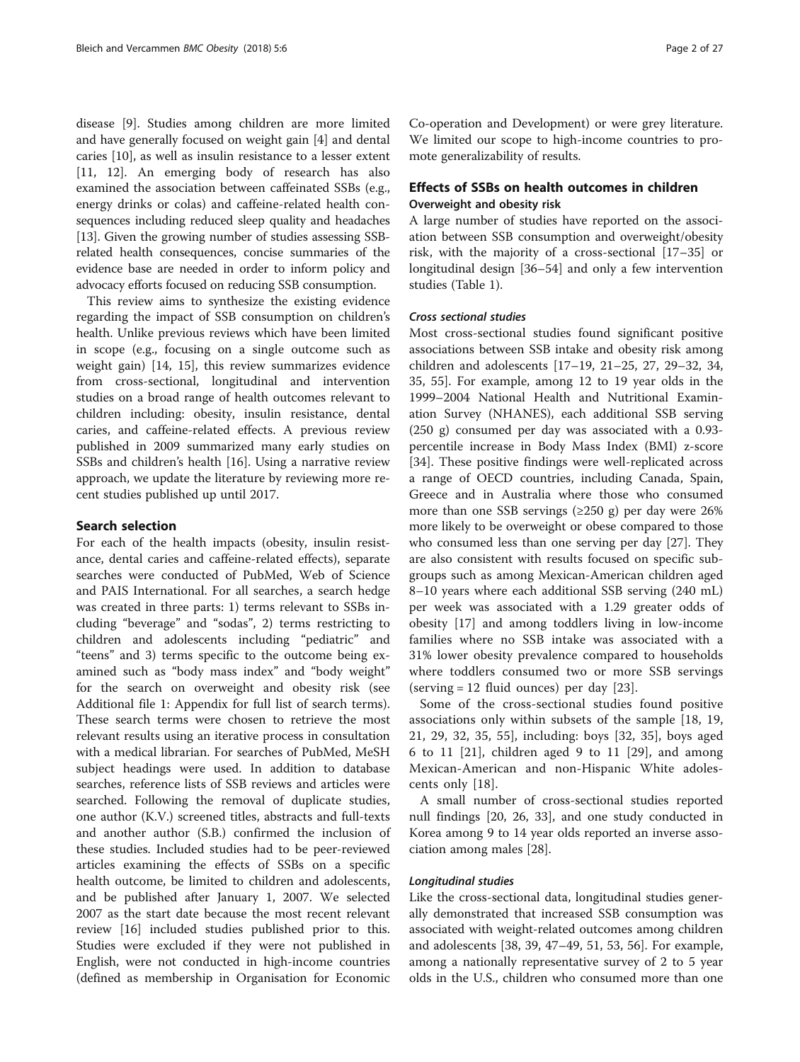disease [9]. Studies among children are more limited and have generally focused on weight gain [4] and dental caries [10], as well as insulin resistance to a lesser extent [11, 12]. An emerging body of research has also examined the association between caffeinated SSBs (e.g., energy drinks or colas) and caffeine-related health consequences including reduced sleep quality and headaches [13]. Given the growing number of studies assessing SSB-related health consequences, concise summaries of the evidence base are needed in order to inform policy and advocacy efforts focused on reducing SSB consumption.

This review aims to synthesize the existing evidence regarding the impact of SSB consumption on children's health. Unlike previous reviews which have been limited in scope (e.g., focusing on a single outcome such as weight gain) [14, 15], this review summarizes evidence from cross-sectional, longitudinal and intervention studies on a broad range of health outcomes relevant to children including: obesity, insulin resistance, dental caries, and caffeine-related effects. A previous review published in 2009 summarized many early studies on SSBs and children's health [16]. Using a narrative review approach, we update the literature by reviewing more recent studies published up until 2017.

## Search selection

For each of the health impacts (obesity, insulin resistance, dental caries and caffeine-related effects), separate searches were conducted of PubMed, Web of Science and PAIS International. For all searches, a search hedge was created in three parts: 1) terms relevant to SSBs including "beverage" and "sodas", 2) terms restricting to children and adolescents including "pediatric" and "teens" and 3) terms specific to the outcome being examined such as "body mass index" and "body weight" for the search on overweight and obesity risk (see Additional file 1: Appendix for full list of search terms). These search terms were chosen to retrieve the most relevant results using an iterative process in consultation with a medical librarian. For searches of PubMed, MeSH subject headings were used. In addition to database searches, reference lists of SSB reviews and articles were searched. Following the removal of duplicate studies, one author (K.V.) screened titles, abstracts and full-texts and another author (S.B.) confirmed the inclusion of these studies. Included studies had to be peer-reviewed articles examining the effects of SSBs on a specific health outcome, be limited to children and adolescents, and be published after January 1, 2007. We selected 2007 as the start date because the most recent relevant review [16] included studies published prior to this. Studies were excluded if they were not published in English, were not conducted in high-income countries (defined as membership in Organisation for Economic Co-operation and Development) or were grey literature. We limited our scope to high-income countries to promote generalizability of results.

## Effects of SSBs on health outcomes in children

### Overweight and obesity risk

A large number of studies have reported on the association between SSB consumption and overweight/obesity risk, with the majority of a cross-sectional [17–35] or longitudinal design [36–54] and only a few intervention studies (Table 1).

#### *Cross sectional studies*

Most cross-sectional studies found significant positive associations between SSB intake and obesity risk among children and adolescents [17–19, 21–25, 27, 29–32, 34, 35, 55]. For example, among 12 to 19 year olds in the 1999–2004 National Health and Nutritional Examination Survey (NHANES), each additional SSB serving (250 g) consumed per day was associated with a 0.93-percentile increase in Body Mass Index (BMI) z-score [34]. These positive findings were well-replicated across a range of OECD countries, including Canada, Spain, Greece and in Australia where those who consumed more than one SSB servings (≥250 g) per day were 26% more likely to be overweight or obese compared to those who consumed less than one serving per day [27]. They are also consistent with results focused on specific subgroups such as among Mexican-American children aged 8–10 years where each additional SSB serving (240 mL) per week was associated with a 1.29 greater odds of obesity [17] and among toddlers living in low-income families where no SSB intake was associated with a 31% lower obesity prevalence compared to households where toddlers consumed two or more SSB servings (serving = 12 fluid ounces) per day [23].

Some of the cross-sectional studies found positive associations only within subsets of the sample [18, 19, 21, 29, 32, 35, 55], including: boys [32, 35], boys aged 6 to 11 [21], children aged 9 to 11 [29], and among Mexican-American and non-Hispanic White adolescents only [18].

A small number of cross-sectional studies reported null findings [20, 26, 33], and one study conducted in Korea among 9 to 14 year olds reported an inverse association among males [28].

#### *Longitudinal studies*

Like the cross-sectional data, longitudinal studies generally demonstrated that increased SSB consumption was associated with weight-related outcomes among children and adolescents [38, 39, 47–49, 51, 53, 56]. For example, among a nationally representative survey of 2 to 5 year olds in the U.S., children who consumed more than one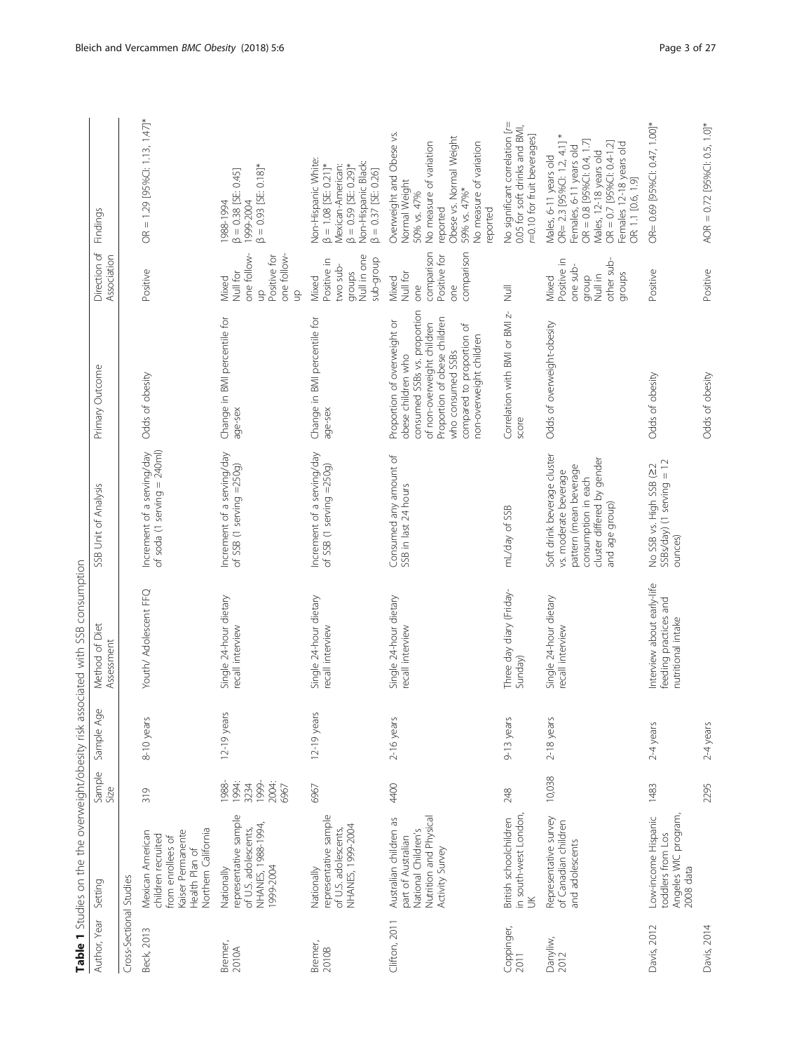**Table 1** Studies on the the overweight/obesity risk associated with SSB consumption

| Author, Year | Setting | Sample Size | Sample Age | Method of Diet Assessment | SSB Unit of Analysis | Primary Outcome | Direction of Association | Findings |
|---|---|---|---|---|---|---|---|---|
| Cross-Sectional Studies | | | | | | | | |
| Beck, 2013 | Mexican American children recruited from enrollees of Kaiser Permanente Health Plan of Northern California | 319 | 8-10 years | Youth/ Adolescent FFQ | Increment of a serving/day of soda (1 serving = 240ml) | Odds of obesity | Positive | OR = 1.29 [95%CI: 1.13, 1.47]* |
| Bremer, 2010A | Nationally representative sample of U.S. adolescents, NHANES, 1988-1994, 1999-2004 | 1988-1994: 3234 1999-2004: 6967 | 12-19 years | Single 24-hour dietary recall interview | Increment of a serving/day of SSB (1 serving =250g) | Change in BMI percentile for age-sex | Mixed Null for one follow-up Positive for one follow-up | 1988-1994 β = 0.38 [SE: 0.45] 1999-2004 β = 0.93 [SE: 0.18]* |
| Bremer, 2010B | Nationally representative sample of U.S. adolescents, NHANES, 1999-2004 | 6967 | 12-19 years | Single 24-hour dietary recall interview | Increment of a serving/day of SSB (1 serving =250g) | Change in BMI percentile for age-sex | Mixed Positive in two sub-groups Null in one sub-group | Non-Hispanic White: β = 1.08 [SE: 0.21]* Mexican-American: β = 0.59 [SE: 0.29]* Non-Hispanic Black: β = 0.37 [SE: 0.26] |
| Clifton, 2011 | Australian children as part of Australian National Children's Nutrition and Physical Activity Survey | 4400 | 2-16 years | Single 24-hour dietary recall interview | Consumed any amount of SSB in last 24 hours | Proportion of overweight or obese children who consumed SSBs vs. proportion of non-overweight children Proportion of obese children who consumed SSBs compared to proportion of non-overweight children | Mixed Null for one comparison Positive for one comparison | Overweight and Obese vs. Normal Weight 50% vs. 47% No measure of variation reported Obese vs. Normal Weight 59% vs. 47%* No measure of variation reported |
| Coppinger, 2011 | British schoolchildren in south-west London, UK | 248 | 9-13 years | Three day diary (Friday-Sunday) | mL/day of SSB | Correlation with BMI or BMI z-score | Null | No significant correlation [r= 0.05 for soft drinks and BMI, r=0.10 for fruit beverages] |
| Danyliw, 2012 | Representative survey of Canadian children and adolescents | 10,038 | 2-18 years | Single 24-hour dietary recall interview | Soft drink beverage cluster vs. moderate beverage pattern (mean beverage consumption in each cluster differed by gender and age group) | Odds of overweight-obesity | Mixed Positive in one sub-group Null in other sub-groups | Males, 6-11 years old OR= 2.3 [95%CI: 1.2, 4.1] * Females, 6-11 years old OR = 0.8 [95%CI: 0.4, 1.7] Males, 12-18 years old OR = 0.7 [95%CI: 0.4-1.2] Females 12-18 years old OR: 1.1 [0.6, 1.9] |
| Davis, 2012 | Low-income Hispanic toddlers from Los Angeles WIC program, 2008 data | 1483 | 2-4 years | Interview about early-life feeding practices and nutritional intake | No SSB vs. High SSB (≥2 SSBs/day) (1 serving = 12 ounces) | Odds of obesity | Positive | OR= 0.69 [95%CI: 0.47, 1.00]* |
| Davis, 2014 | | 2295 | 2-4 years | | | Odds of obesity | Positive | AOR = 0.72 [95%CI: 0.5, 1.0]* |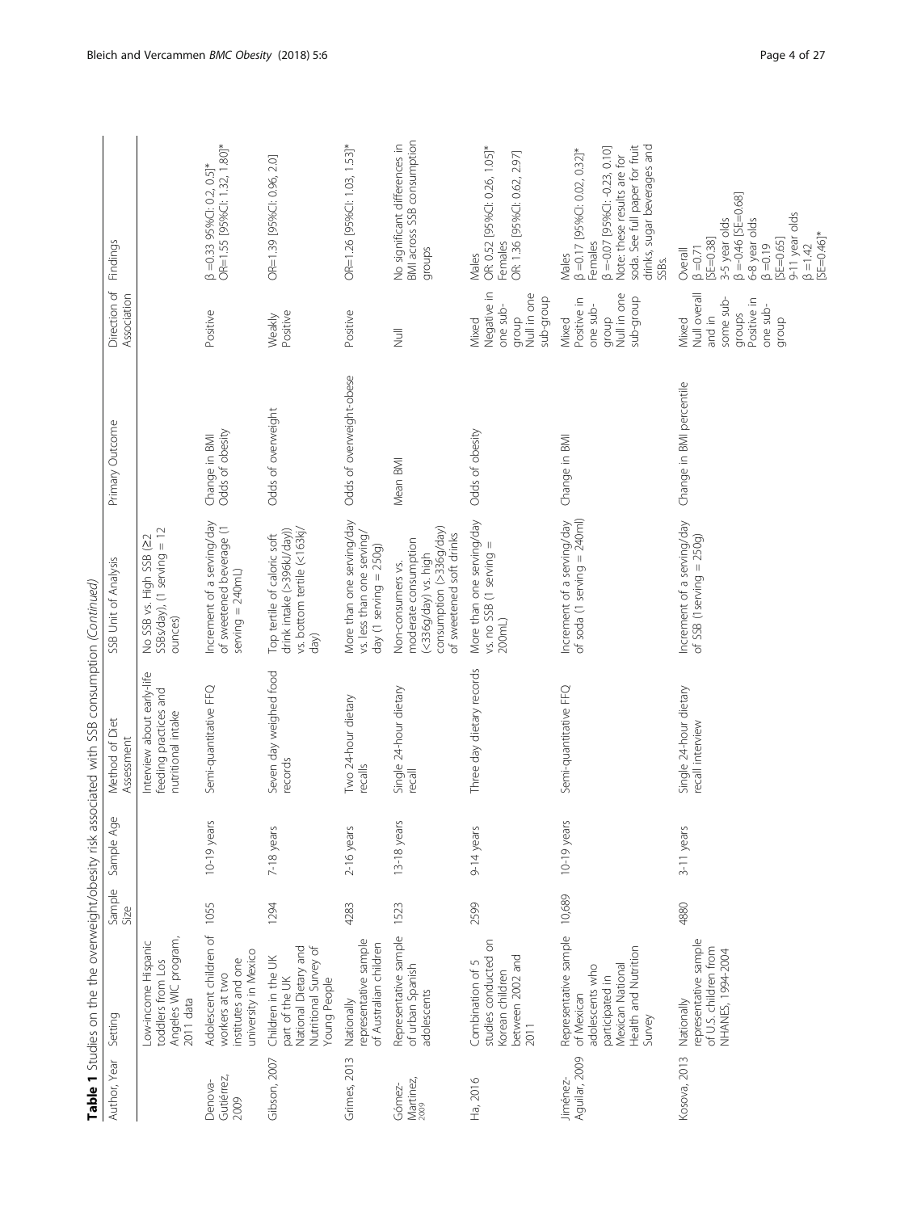**Table 1** Studies on the the overweight/obesity risk associated with SSB consumption *(Continued)*

| Author, Year | Setting | Sample Size | Sample Age | Method of Diet Assessment | SSB Unit of Analysis | Primary Outcome | Direction of Association | Findings |
|---|---|---|---|---|---|---|---|---|
| | Low-income Hispanic toddlers from Los Angeles WIC program, 2011 data | | | Interview about early-life feeding practices and nutritional intake | No SSB vs. High SSB (≥2 SSBs/day), (1 serving = 12 ounces) | | | |
| Denova-Gutiérrez, 2009 | Adolescent children of workers at two institutes and one university in Mexico | 1055 | 10-19 years | Semi-quantitative FFQ | Increment of a serving/day of sweetened beverage (1 serving = 240mL) | Change in BMI<br>Odds of obesity | Positive | β =0.33 95%CI: 0.2, 0.5]*<br>OR=1.55 [95%CI: 1.32, 1.80]* |
| Gibson, 2007 | Children in the UK part of the UK National Dietary and Nutritional Survey of Young People | 1294 | 7-18 years | Seven day weighed food records | Top tertile of caloric soft drink intake (>396kJ/day)) vs. bottom tertile (<163kJ/day) | Odds of overweight | Weakly Positive | OR=1.39 [95%CI: 0.96, 2.0] |
| Grimes, 2013 | Nationally representative sample of Australian children | 4283 | 2-16 years | Two 24-hour dietary recalls | More than one serving/day vs. less than one serving/day (1 serving = 250g) | Odds of overweight-obese | Positive | OR=1.26 [95%CI: 1.03, 1.53]* |
| Gómez-Martínez, 2009 | Representative sample of urban Spanish adolescents | 1523 | 13-18 years | Single 24-hour dietary recall | Non-consumers vs. moderate consumption (<336g/day) vs. high consumption (>336g/day) of sweetened soft drinks | Mean BMI | Null | No significant differences in BMI across SSB consumption groups |
| Ha, 2016 | Combination of 5 studies conducted on Korean children between 2002 and 2011 | 2599 | 9-14 years | Three day dietary records | More than one serving/day vs. no SSB (1 serving = 200mL) | Odds of obesity | Mixed<br>Negative in one sub-group<br>Null in one sub-group | Males<br>OR: 0.52 [95%CI: 0.26, 1.05]*<br>Females<br>OR: 1.36 [95%CI: 0.62, 2.97] |
| Jiménez-Aguilar, 2009 | Representative sample of Mexican adolescents who participated in Mexican National Health and Nutrition Survey | 10,689 | 10-19 years | Semi-quantitative FFQ | Increment of a serving/day of soda (1 serving = 240ml) | Change in BMI | Mixed<br>Positive in one sub-group<br>Null in one sub-group | Males<br>β =0.17 [95%CI: 0.02, 0.32]*<br>Females<br>β =-0.07 [95%CI: -0.23, 0.10]<br>Note: these results are for soda. See full paper for fruit drinks, sugar beverages and SSBs. |
| Kosova, 2013 | Nationally representative sample of U.S. children from NHANES, 1994-2004 | 4880 | 3-11 years | Single 24-hour dietary recall interview | Increment of a serving/day of SSB (1serving = 250g) | Change in BMI percentile | Mixed<br>Null overall and in some sub-groups<br>Positive in one sub-group | Overall<br>β =0.71<br>[SE=0.38]<br>3-5 year olds<br>β =-0.46 [SE=0.68]<br>6-8 year olds<br>β =0.19<br>[SE=0.65]<br>9-11 year olds<br>β =1.42<br>[SE=0.46]* |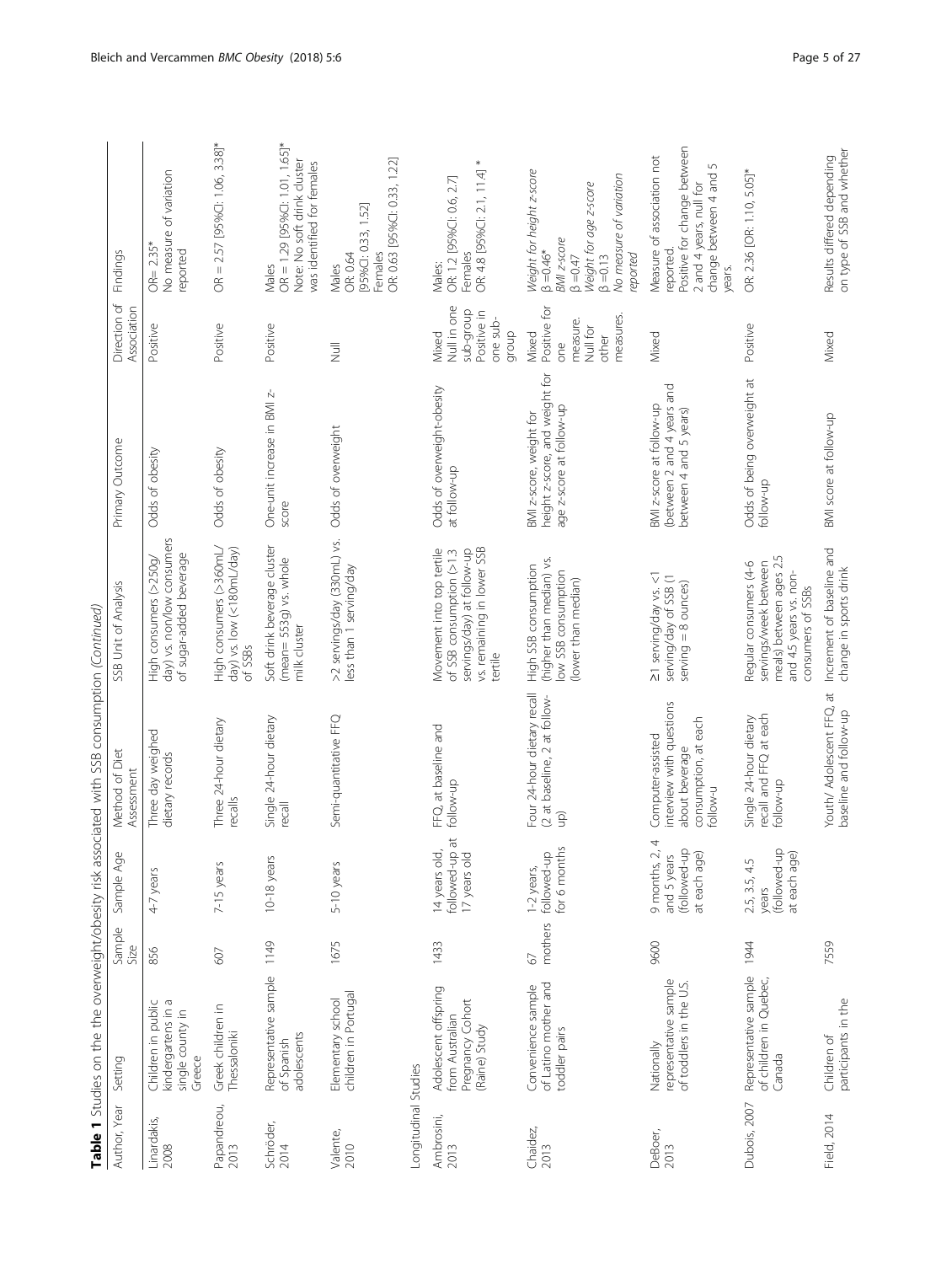**Table 1** Studies on the the overweight/obesity risk associated with SSB consumption *(Continued)*

| Author, Year | Setting | Sample Size | Sample Age | Method of Diet Assessment | SSB Unit of Analysis | Primary Outcome | Direction of Association | Findings |
|---|---|---|---|---|---|---|---|---|
| Linardakis, 2008 | Children in public kindergartens in a single county in Greece | 856 | 4-7 years | Three day weighed dietary records | High consumers (>250g/day) vs. non/low consumers of sugar-added beverage | Odds of obesity | Positive | OR= 2.35* No measure of variation reported |
| Papandreou, 2013 | Greek children in Thessaloniki | 607 | 7-15 years | Three 24-hour dietary recalls | High consumers (>360mL/day) vs. low (<180mL/day) of SSBs | Odds of obesity | Positive | OR = 2.57 [95%CI: 1.06, 3.38]* |
| Schröder, 2014 | Representative sample of Spanish adolescents | 1149 | 10-18 years | Single 24-hour dietary recall | Soft drink beverage cluster (mean= 553g) vs. whole milk cluster | One-unit increase in BMI z-score | Positive | Males OR = 1.29 [95%CI: 1.01, 1.65]* Note: No soft drink cluster was identified for females |
| Valente, 2010 | Elementary school children in Portugal | 1675 | 5-10 years | Semi-quantitative FFQ | >2 servings/day (330mL) vs. less than 1 serving/day | Odds of overweight | Null | Males OR: 0.64 [95%CI: 0.33, 1.52] Females OR: 0.63 [95%CI: 0.33, 1.22] |
| Longitudinal Studies | | | | | | | | |
| Ambrosini, 2013 | Adolescent offspring from Australian Pregnancy Cohort (Raine) Study | 1433 | 14 years old, followed-up at 17 years old | FFQ at baseline and follow-up | Movement into top tertile of SSB consumption (>1.3 servings/day) at follow-up vs. remaining in lower SSB tertile | Odds of overweight-obesity at follow-up | Mixed Null in one sub-group Positive in one sub-group | Males: OR: 1.2 [95%CI: 0.6, 2.7] Females OR: 4.8 [95%CI: 2.1, 11.4] * |
| Chaidez, 2013 | Convenience sample of Latino mother and toddler pairs | 67 mothers | 1-2 years, followed-up for 6 months | Four 24-hour dietary recall (2 at baseline, 2 at follow-up) | High SSB consumption (higher than median) vs. low SSB consumption (lower than median) | BMI z-score, weight for height z-score, and weight for age z-score at follow-up | Mixed Positive for one measure. Null for other measures. | *Weight for height z-score* β =0.46* *BMI z-score* β =0.47 *Weight for age z-score* β =0.13 *No measure of variation reported* |
| DeBoer, 2013 | Nationally representative sample of toddlers in the U.S. | 9600 | 9 months, 2, 4 and 5 years (followed-up at each age) | Computer-assisted interview with questions about beverage consumption, at each follow-u | ≥1 serving/day vs. <1 serving/day of SSB (1 serving = 8 ounces) | BMI z-score at follow-up (between 2 and 4 years and between 4 and 5 years) | Mixed | Measure of association not reported. Positive for change between 2 and 4 years, null for change between 4 and 5 years. |
| Dubois, 2007 | Representative sample of children in Quebec, Canada | 1944 | 2.5, 3.5, 4.5 years (followed-up at each age) | Single 24-hour dietary recall and FFQ at each follow-up | Regular consumers (4-6 servings/week between meals) between ages 2.5 and 4.5 years vs. non-consumers of SSBs | Odds of being overweight at follow-up | Positive | OR: 2.36 [OR: 1.10, 5.05]* |
| Field, 2014 | Children of participants in the | 7559 | | Youth/ Adolescent FFQ, at baseline and follow-up | Increment of baseline and change in sports drink | BMI score at follow-up | Mixed | Results differed depending on type of SSB and whether |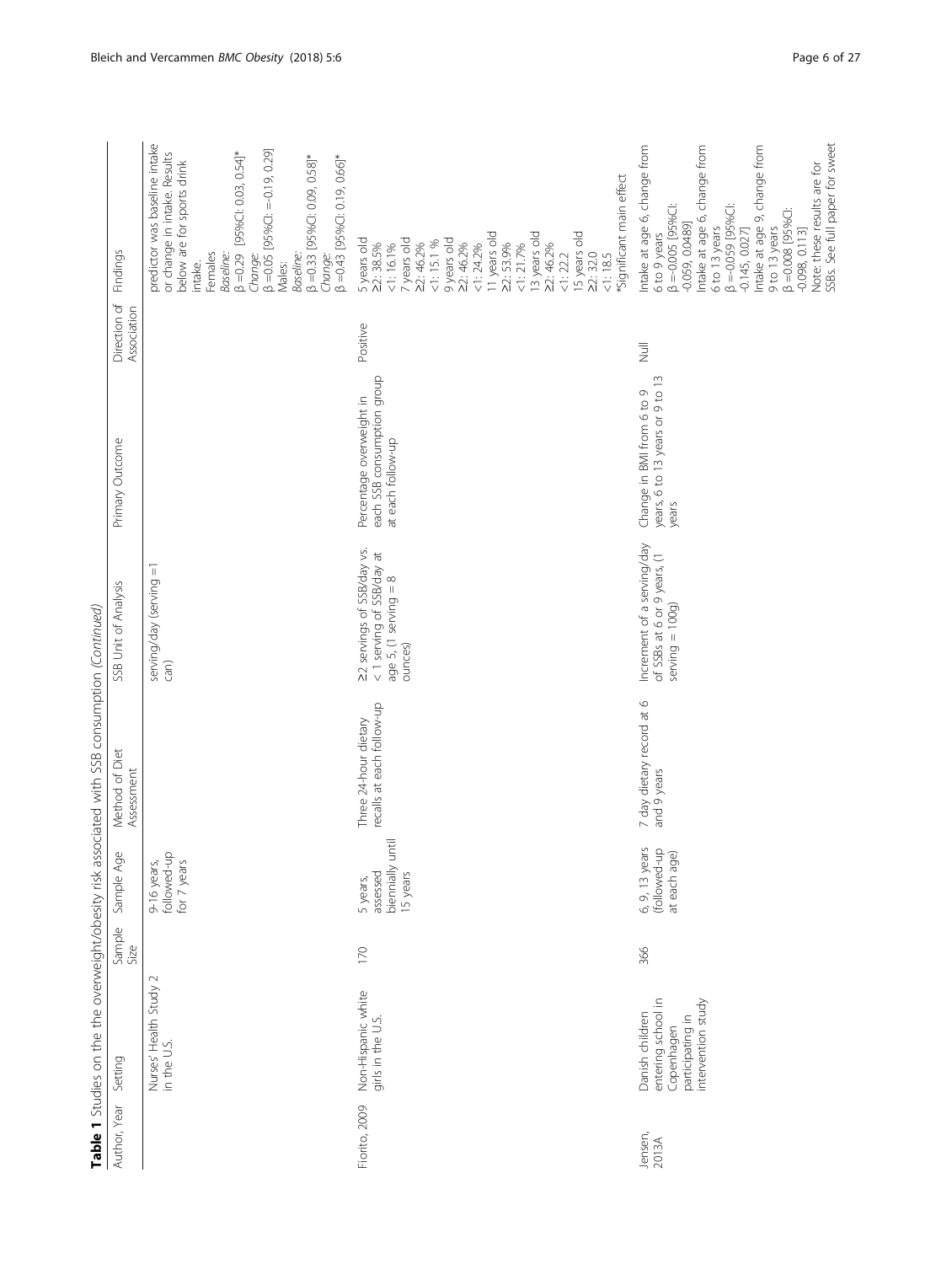**Table 1** Studies on the the overweight/obesity risk associated with SSB consumption *(Continued)*

| Author, Year | Setting | Sample Size | Sample Age | Method of Diet Assessment | SSB Unit of Analysis | Primary Outcome | Direction of Association | Findings |
|---|---|---|---|---|---|---|---|---|
| | Nurses' Health Study 2 in the U.S. | | 9-16 years, followed-up for 7 years | | serving/day (serving = 1 can) | | | predictor was baseline intake or change in intake. Results below are for sports drink intake.<br>Females<br>*Baseline:*<br>β = 0.29 [95%CI: 0.03, 0.54]*<br>*Change:*<br>β = 0.05 [95%CI: = -0.19, 0.29]<br>Males:<br>*Baseline:*<br>β = 0.33 [95%CI: 0.09, 0.58]*<br>*Change:*<br>β = 0.43 [95%CI: 0.19, 0.66]* |
| Fiorito, 2009 | Non-Hispanic white girls in the U.S. | 170 | 5 years, assessed biennially until 15 years | Three 24-hour dietary recalls at each follow-up | ≥2 servings of SSB/day vs. < 1 serving of SSB/day at age 5, (1 serving = 8 ounces) | Percentage overweight in each SSB consumption group at each follow-up | Positive | 5 years old<br>≥2: 38.5%<br><1: 16.1%<br>7 years old<br>≥2: 46.2%<br><1: 15.1 %<br>9 years old<br>≥2: 46.2%<br><1: 24.2%<br>11 years old<br>≥2: 53.9%<br><1: 21.7%<br>13 years old<br>≥2: 46.2%<br><1: 22.2<br>15 years old<br>≥2: 32.0<br><1: 18.5<br>*Significant main effect |
| Jensen, 2013A | Danish children entering school in Copenhagen participating in intervention study | 366 | 6, 9, 13 years (followed-up at each age) | 7 day dietary record at 6 and 9 years | Increment of a serving/day of SSBs at 6 or 9 years, (1 serving = 100g) | Change in BMI from 6 to 9 years, 6 to 13 years or 9 to 13 years | Null | Intake at age 6, change from 6 to 9 years<br>β = -0.005 [95%CI: -0.059, 0.0489]<br>Intake at age 6, change from 6 to 13 years<br>β = -0.059 [95%CI: -0.145, 0.027]<br>Intake at age 9, change from 9 to 13 years<br>β = 0.008 [95%CI: -0.098, 0.113]<br>Note: these results are for SSBs. See full paper for sweet |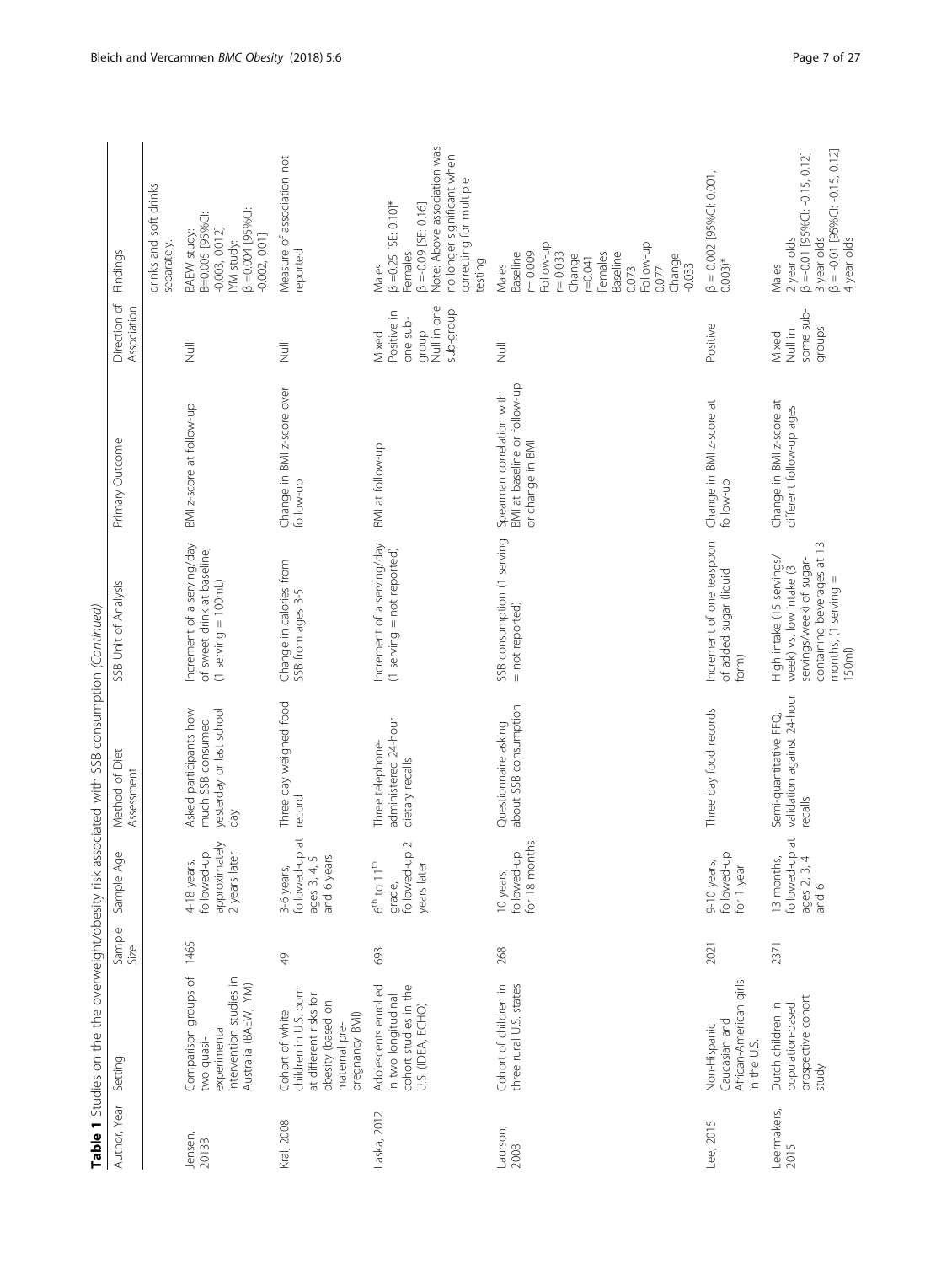**Table 1** Studies on the overweight/obesity risk associated with SSB consumption *(Continued)*

| Author, Year | Setting | Sample Size | Sample Age | Method of Diet Assessment | SSB Unit of Analysis | Primary Outcome | Direction of Association | Findings |
|---|---|---|---|---|---|---|---|---|
| | | | | | | | | drinks and soft drinks separately. |
| Jensen, 2013B | Comparison groups of two quasi-experimental intervention studies in Australia (BAEW, IYM) | 1465 | 4-18 years, followed-up approximately 2 years later | Asked participants how much SSB consumed yesterday or last school day | Increment of a serving/day of sweet drink at baseline, (1 serving = 100mL) | BMI z-score at follow-up | Null | BAEW study: Β=0.005 [95%CI: -0.003, 0.012] IYM study: β =0.004 [95%CI: -0.002, 0.01] |
| Kral, 2008 | Cohort of white children in U.S. born at different risks for obesity (based on maternal pre-pregnancy BMI) | 49 | 3-6 years, followed-up at ages 3, 4, 5 and 6 years | Three day weighed food record | Change in calories from SSB from ages 3-5 | Change in BMI z-score over follow-up | Null | Measure of association not reported |
| Laska, 2012 | Adolescents enrolled in two longitudinal cohort studies in the U.S. (IDEA, ECHO) | 693 | 6th to 11th grade, followed-up 2 years later | Three telephone-administered 24-hour dietary recalls | Increment of a serving/day (1 serving = not reported) | BMI at follow-up | Mixed Positive in one sub-group Null in one sub-group | Males β =0.25 [SE: 0.10]* Females β =-0.09 [SE: 0.16] Note: Above association was no longer significant when correcting for multiple testing |
| Laurson, 2008 | Cohort of children in three rural U.S. states | 268 | 10 years, followed-up for 18 months | Questionnaire asking about SSB consumption | SSB consumption (1 serving = not reported) | Spearman correlation with BMI at baseline or follow-up or change in BMI | Null | Males Baseline r= 0.009 Follow-up r= 0.033 Change r=0.041 Females Baseline 0.073 Follow-up 0.077 Change -0.033 |
| Lee, 2015 | Non-Hispanic Caucasian and African-American girls in the U.S. | 2021 | 9-10 years, followed-up for 1 year | Three day food records | Increment of one teaspoon of added sugar (liquid form) | Change in BMI z-score at follow-up | Positive | β = 0.002 [95%CI: 0.001, 0.003]* |
| Leermakers, 2015 | Dutch children in population-based prospective cohort study | 2371 | 13 months, followed-up at ages 2, 3, 4 and 6 | Semi-quantitative FFQ, validation against 24-hour recalls | High intake (15 servings/ week) vs. low intake (3 servings/week) of sugar-containing beverages at 13 months, (1 serving = 150ml) | Change in BMI z-score at different follow-up ages | Mixed Null in some sub-groups | Males 2 year olds β =-0.01 [95%CI: -0.15, 0.12] 3 year olds β = -0.01 [95%CI: -0.15, 0.12] 4 year olds |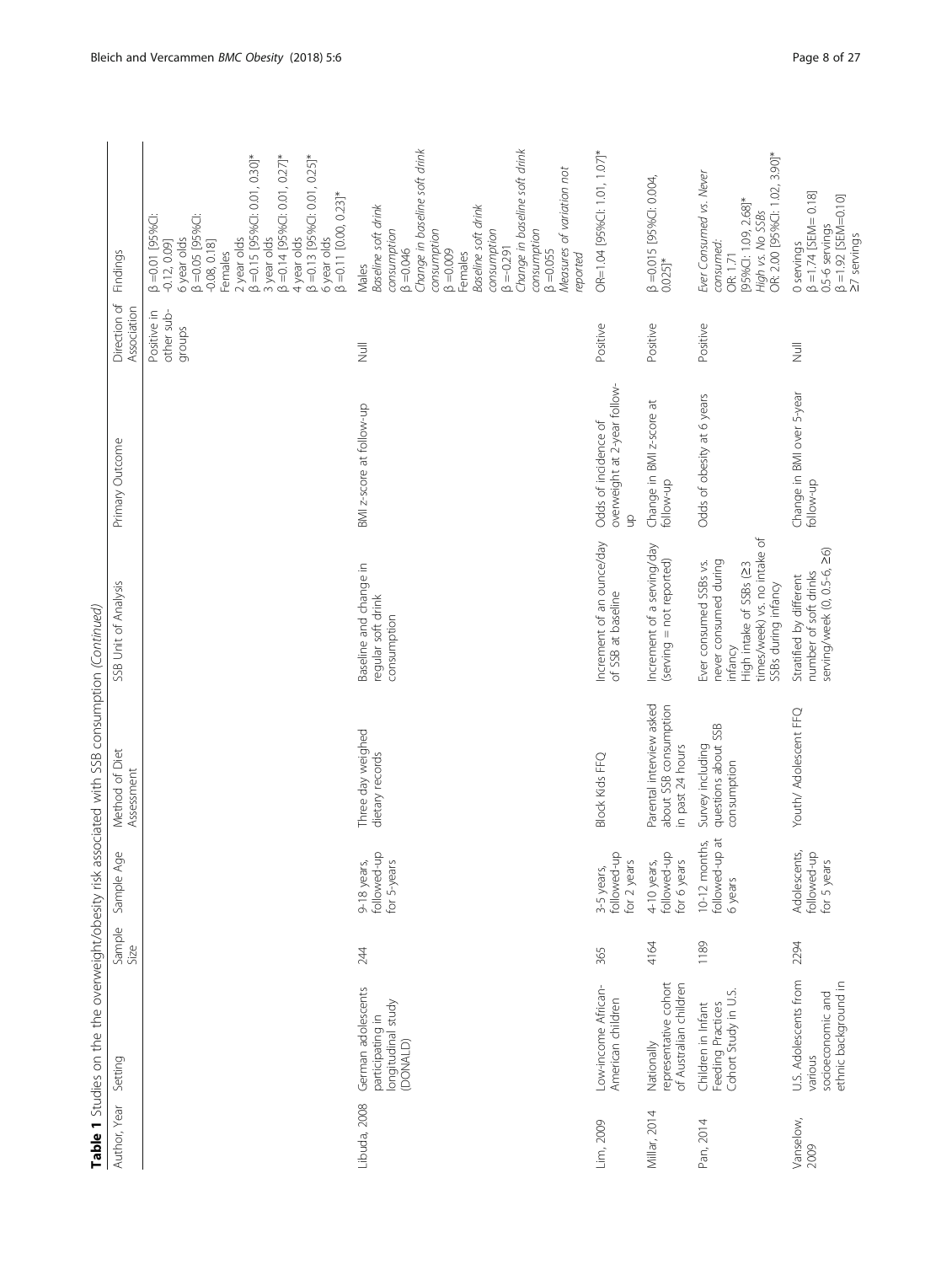**Table 1** Studies on the the overweight/obesity risk associated with SSB consumption *(Continued)*

| Author, Year | Setting | Sample Size | Sample Age | Method of Diet Assessment | SSB Unit of Analysis | Primary Outcome | Direction of Association | Findings |
|---|---|---|---|---|---|---|---|---|
| | | | | | | | Positive in other sub-groups | β =0.01 [95%CI: -0.12, 0.09]<br>6 year olds<br>β =0.05 [95%CI: -0.08, 0.18]<br>Females<br>2 year olds<br>β =0.15 [95%CI: 0.01, 0.30]*<br>3 year olds<br>β =0.14 [95%CI: 0.01, 0.27]*<br>4 year olds<br>β =0.13 [95%CI: 0.01, 0.25]*<br>6 year olds<br>β =0.11 [0.00, 0.23]* |
| Libuda, 2008 | German adolescents participating in longitudinal study (DONALD) | 244 | 9-18 years, followed-up for 5-years | Three day weighed dietary records | Baseline and change in regular soft drink consumption | BMI z-score at follow-up | Null | Males<br>*Baseline soft drink consumption*<br>β =0.046<br>*Change in baseline soft drink consumption*<br>β =0.009<br>Females<br>*Baseline soft drink consumption*<br>β = -0.291<br>*Change in baseline soft drink consumption*<br>β =0.055<br>*Measures of variation not reported* |
| Lim, 2009 | Low-income African-American children | 365 | 3-5 years, followed-up for 2 years | Block Kids FFQ | Increment of an ounce/day of SSB at baseline | Odds of incidence of overweight at 2-year follow-up | Positive | OR=1.04 [95%CI: 1.01, 1.07]* |
| Millar, 2014 | Nationally representative cohort of Australian children | 4164 | 4-10 years, followed-up for 6 years | Parental interview asked about SSB consumption in past 24 hours | Increment of a serving/day (serving = not reported) | Change in BMI z-score at follow-up | Positive | β =0.015 [95%CI: 0.004, 0.025]* |
| Pan, 2014 | Children in Infant Feeding Practices Cohort Study in U.S. | 1189 | 10-12 months, followed-up at 6 years | Survey including questions about SSB consumption | Ever consumed SSBs vs. never consumed during infancy<br>High intake of SSBs (≥3 times/week) vs. no intake of SSBs during infancy | Odds of obesity at 6 years | Positive | *Ever Consumed vs. Never consumed:*<br>OR: 1.71<br>[95%CI: 1.09, 2.68]*<br>*High vs. No SSBs*<br>OR: 2.00 [95%CI: 1.02, 3.90]* |
| Vanselow, 2009 | U.S. Adolescents from various socioeconomic and ethnic background in | 2294 | Adolescents, followed-up for 5 years | Youth/ Adolescent FFQ | Stratified by different number of soft drinks serving/week (0, 0.5-6, ≥6) | Change in BMI over 5-year follow-up | Null | 0 servings<br>β =1.74 [SEM= 0.18]<br>0.5-6 servings<br>β =1.92 [SEM=0.10]<br>≥7 servings |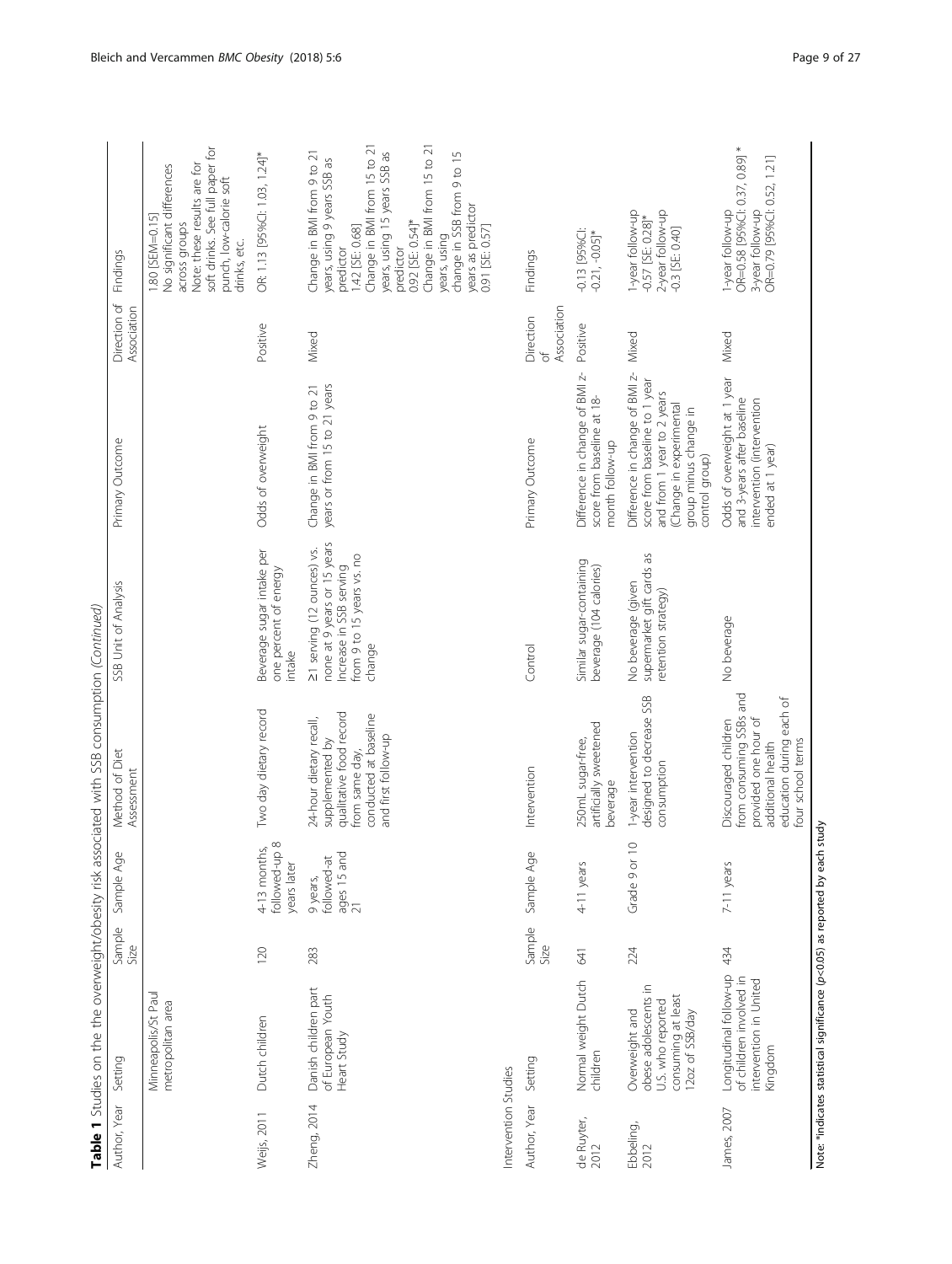**Table 1** Studies on the the overweight/obesity risk associated with SSB consumption *(Continued)*

| Author, Year | Setting | Sample Size | Sample Age | Method of Diet Assessment | SSB Unit of Analysis | Primary Outcome | Direction of Association | Findings |
|---|---|---|---|---|---|---|---|---|
| | Minneapolis/St Paul metropolitan area | | | | | | | 1.80 [SEM=0.15] No significant differences across groups Note: these results are for soft drinks. See full paper for punch, low-calorie soft drinks, etc. |
| Weijs, 2011 | Dutch children | 120 | 4-13 months, followed-up 8 years later | Two day dietary record | Beverage sugar intake per one percent of energy intake | Odds of overweight | Positive | OR: 1.13 [95%CI: 1.03, 1.24]* |
| Zheng, 2014 | Danish children part of European Youth Heart Study | 283 | 9 years, followed-at ages 15 and 21 | 24-hour dietary recall, supplemented by qualitative food record from same day, conducted at baseline and first follow-up | ≥1 serving (12 ounces) vs. none at 9 years or 15 years Increase in SSB serving from 9 to 15 years vs. no change | Change in BMI from 9 to 21 years or from 15 to 21 years | Mixed | Change in BMI from 9 to 21 years, using 9 years SSB as predictor 1.42 [SE: 0.68] Change in BMI from 15 to 21 years, using 15 years SSB as predictor 0.92 [SE: 0.54]* Change in BMI from 15 to 21 years, using change in SSB from 9 to 15 years as predictor 0.91 [SE: 0.57] |
| **Intervention Studies** | | | | | | | | |
| Author, Year | Setting | Sample Size | Sample Age | Intervention | Control | Primary Outcome | Direction of Association | Findings |
| de Ruyter, 2012 | Normal weight Dutch children | 641 | 4-11 years | 250mL sugar-free, artificially sweetened beverage | Similar sugar-containing beverage (104 calories) | Difference in change of BMI z-score from baseline at 18-month follow-up | Positive | -0.13 [95%CI: -0.21, -0.05]* |
| Ebbeling, 2012 | Overweight and obese adolescents in U.S. who reported consuming at least 12oz of SSB/day | 224 | Grade 9 or 10 | 1-year intervention designed to decrease SSB consumption | No beverage (given supermarket gift cards as retention strategy) | Difference in change of BMI z-score from baseline to 1 year and from 1 year to 2 years (Change in experimental group minus change in control group) | Mixed | 1-year follow-up -0.57 [SE: 0.28]* 2-year follow-up -0.3 [SE: 0.40] |
| James, 2007 | Longitudinal follow-up of children involved in intervention in United Kingdom | 434 | 7-11 years | Discouraged children from consuming SSBs and provided one hour of additional health education during each of four school terms | No beverage | Odds of overweight at 1 year and 3-years after baseline intervention (intervention ended at 1 year) | Mixed | 1-year follow-up OR=0.58 [95%CI: 0.37, 0.89] * 3-year follow-up OR=0.79 [95%CI: 0.52, 1.21] |

Note: *indicates statistical significance ($p$<0.05) as reported by each study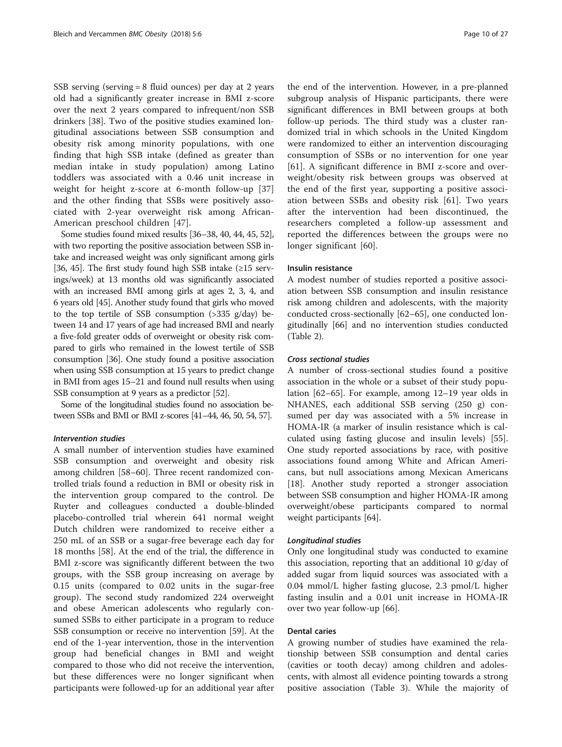SSB serving (serving = 8 fluid ounces) per day at 2 years old had a significantly greater increase in BMI z-score over the next 2 years compared to infrequent/non SSB drinkers [38]. Two of the positive studies examined longitudinal associations between SSB consumption and obesity risk among minority populations, with one finding that high SSB intake (defined as greater than median intake in study population) among Latino toddlers was associated with a 0.46 unit increase in weight for height z-score at 6-month follow-up [37] and the other finding that SSBs were positively associated with 2-year overweight risk among African-American preschool children [47].

Some studies found mixed results [36–38, 40, 44, 45, 52], with two reporting the positive association between SSB intake and increased weight was only significant among girls [36, 45]. The first study found high SSB intake (≥15 servings/week) at 13 months old was significantly associated with an increased BMI among girls at ages 2, 3, 4, and 6 years old [45]. Another study found that girls who moved to the top tertile of SSB consumption (>335 g/day) between 14 and 17 years of age had increased BMI and nearly a five-fold greater odds of overweight or obesity risk compared to girls who remained in the lowest tertile of SSB consumption [36]. One study found a positive association when using SSB consumption at 15 years to predict change in BMI from ages 15–21 and found null results when using SSB consumption at 9 years as a predictor [52].

Some of the longitudinal studies found no association between SSBs and BMI or BMI z-scores [41–44, 46, 50, 54, 57].

#### *Intervention studies*

A small number of intervention studies have examined SSB consumption and overweight and obesity risk among children [58–60]. Three recent randomized controlled trials found a reduction in BMI or obesity risk in the intervention group compared to the control. De Ruyter and colleagues conducted a double-blinded placebo-controlled trial wherein 641 normal weight Dutch children were randomized to receive either a 250 mL of an SSB or a sugar-free beverage each day for 18 months [58]. At the end of the trial, the difference in BMI z-score was significantly different between the two groups, with the SSB group increasing on average by 0.15 units (compared to 0.02 units in the sugar-free group). The second study randomized 224 overweight and obese American adolescents who regularly consumed SSBs to either participate in a program to reduce SSB consumption or receive no intervention [59]. At the end of the 1-year intervention, those in the intervention group had beneficial changes in BMI and weight compared to those who did not receive the intervention, but these differences were no longer significant when participants were followed-up for an additional year after the end of the intervention. However, in a pre-planned subgroup analysis of Hispanic participants, there were significant differences in BMI between groups at both follow-up periods. The third study was a cluster randomized trial in which schools in the United Kingdom were randomized to either an intervention discouraging consumption of SSBs or no intervention for one year [61]. A significant difference in BMI z-score and overweight/obesity risk between groups was observed at the end of the first year, supporting a positive association between SSBs and obesity risk [61]. Two years after the intervention had been discontinued, the researchers completed a follow-up assessment and reported the differences between the groups were no longer significant [60].

### Insulin resistance

A modest number of studies reported a positive association between SSB consumption and insulin resistance risk among children and adolescents, with the majority conducted cross-sectionally [62–65], one conducted longitudinally [66] and no intervention studies conducted (Table 2).

#### *Cross sectional studies*

A number of cross-sectional studies found a positive association in the whole or a subset of their study population [62–65]. For example, among 12–19 year olds in NHANES, each additional SSB serving (250 g) consumed per day was associated with a 5% increase in HOMA-IR (a marker of insulin resistance which is calculated using fasting glucose and insulin levels) [55]. One study reported associations by race, with positive associations found among White and African Americans, but null associations among Mexican Americans [18]. Another study reported a stronger association between SSB consumption and higher HOMA-IR among overweight/obese participants compared to normal weight participants [64].

#### *Longitudinal studies*

Only one longitudinal study was conducted to examine this association, reporting that an additional 10 g/day of added sugar from liquid sources was associated with a 0.04 mmol/L higher fasting glucose, 2.3 pmol/L higher fasting insulin and a 0.01 unit increase in HOMA-IR over two year follow-up [66].

### Dental caries

A growing number of studies have examined the relationship between SSB consumption and dental caries (cavities or tooth decay) among children and adolescents, with almost all evidence pointing towards a strong positive association (Table 3). While the majority of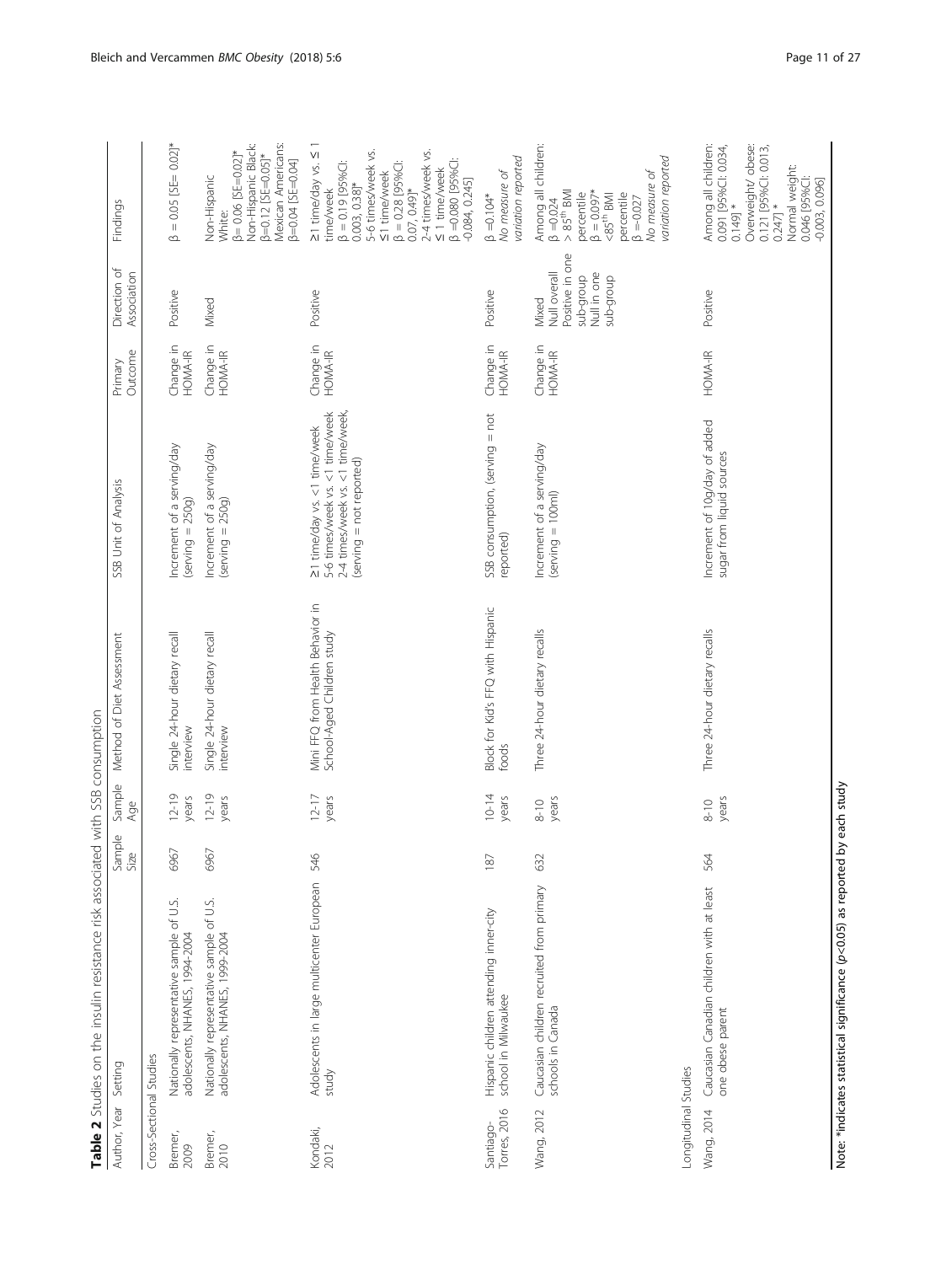**Table 2** Studies on the insulin resistance risk associated with SSB consumption

| Author, Year | Setting | Sample Size | Sample Age | Method of Diet Assessment | SSB Unit of Analysis | Primary Outcome | Direction of Association | Findings |
|---|---|---|---|---|---|---|---|---|
| Cross-Sectional Studies | | | | | | | | |
| Bremer, 2009 | Nationally representative sample of U.S. adolescents, NHANES, 1994-2004 | 6967 | 12-19 years | Single 24-hour dietary recall interview | Increment of a serving/day (serving = 250g) | Change in HOMA-IR | Positive | β = 0.05 [SE= 0.02]* |
| Bremer, 2010 | Nationally representative sample of U.S. adolescents, NHANES, 1999-2004 | 6967 | 12-19 years | Single 24-hour dietary recall interview | Increment of a serving/day (serving = 250g) | Change in HOMA-IR | Mixed | Non-Hispanic White: β= 0.06 [SE=0.02]* Non-Hispanic Black: β=0.12 [SE=0.05]* Mexican Americans: β=0.04 [SE=0.04] |
| Kondaki, 2012 | Adolescents in large multicenter European study | 546 | 12-17 years | Mini FFQ from Health Behavior in School-Aged Children study | ≥1 time/day vs. <1 time/week 5-6 times/week vs. <1 time/week 2-4 times/week vs. <1 time/week, (serving = not reported) | Change in HOMA-IR | Positive | ≥1 time/day vs. ≤ 1 time/week β = 0.19 [95%CI: 0.003, 0.38]* 5-6 times/week vs. ≤1 time/week β = 0.28 [95%CI: 0.07, 0.49]* 2-4 times/week vs. ≤ 1 time/week β =0.080 [95%CI: -0.084, 0.245] |
| Santiago-Torres, 2016 | Hispanic children attending inner-city school in Milwaukee | 187 | 10-14 years | Block for Kid's FFQ with Hispanic foods | SSB consumption, (serving = not reported) | Change in HOMA-IR | Positive | β =0.104* *No measure of variation reported* |
| Wang, 2012 | Caucasian children recruited from primary schools in Canada | 632 | 8-10 years | Three 24-hour dietary recalls | Increment of a serving/day (serving = 100ml) | Change in HOMA-IR | Mixed Null overall Positive in one sub-group Null in one sub-group | Among all children: β =0.024 > 85th BMI percentile β = 0.097* <85th BMI percentile β =-0.027 *No measure of variation reported* |
| Longitudinal Studies | | | | | | | | |
| Wang, 2014 | Caucasian Canadian children with at least one obese parent | 564 | 8-10 years | Three 24-hour dietary recalls | Increment of 10g/day of added sugar from liquid sources | HOMA-IR | Positive | Among all children: 0.091 [95%CI: 0.034, 0.149] * Overweight/ obese: 0.121 [95%CI: 0.013, 0.247] * Normal weight: 0.046 [95%CI: -0.003, 0.096] |

Note: *indicates statistical significance ($p$<0.05) as reported by each study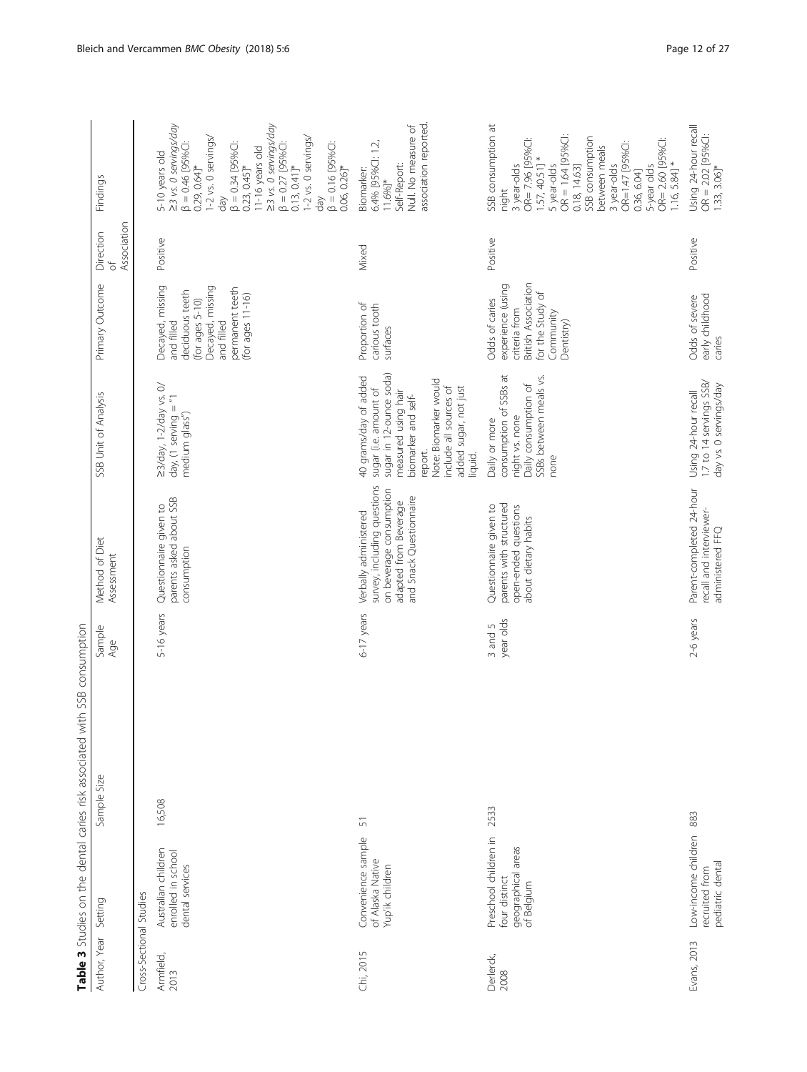**Table 3** Studies on the dental caries risk associated with SSB consumption

| Author, Year | Setting | Sample Size | Sample Age | Method of Diet Assessment | SSB Unit of Analysis | Primary Outcome | Direction of Association | Findings |
|---|---|---|---|---|---|---|---|---|
| Cross-Sectional Studies | | | | | | | | |
| Armfield, 2013 | Australian children enrolled in school dental services | 16,508 | 5-16 years | Questionnaire given to parents asked about SSB consumption | ≥3/day, 1-2/day vs. 0/day, (1 serving = "1 medium glass") | Decayed, missing and filled deciduous teeth (for ages 5-10) Decayed, missing and filled permanent teeth (for ages 11-16) | Positive | 5-10 years old *≥3 vs. 0 servings/day* β = 0.46 [95%CI: 0.29, 0.64]* 1-2 vs. 0 servings/day β = 0.34 [95%CI: 0.23, 0.45]* 11-16 years old *≥3 vs. 0 servings/day* β = 0.27 [95%CI: 0.13, 0.41]* 1-2 vs. 0 servings/day β = 0.16 [95%CI: 0.06, 0.26]* |
| Chi, 2015 | Convenience sample of Alaska Native Yup'ik children | 51 | 6-17 years | Verbally administered survey, including questions on beverage consumption adapted from Beverage and Snack Questionnaire | 40 grams/day of added sugar (i.e. amount of sugar in 12-ounce soda) measured using hair biomarker and self-report. Note: Biomarker would include all sources of added sugar, not just liquid. | Proportion of carious tooth surfaces | Mixed | Biomarker: 6.4% [95%CI: 1.2, 11.6%]* Self-Report: Null. No measure of association reported. |
| Derlerck, 2008 | Preschool children in four distinct geographical areas of Belgium | 2533 | 3 and 5 year olds | Questionnaire given to parents with structured open-ended questions about dietary habits | Daily or more consumption of SSBs at night vs. none Daily consumption of SSBs between meals vs. none | Odds of caries experience (using criteria from British Association for the Study of Community Dentistry) | Positive | SSB consumption at night 3 year-olds OR= 7.96 [95%CI: 1.57, 40.51] * 5 year-olds OR = 1.64 [95%CI: 0.18, 14.63] SSB consumption between meals 3 year-olds OR=1.47 [95%CI: 0.36, 6.04] 5-year olds OR= 2.60 [95%CI: 1.16, 5.84] * |
| Evans, 2013 | Low-income children recruited from pediatric dental | 883 | 2-6 years | Parent-completed 24-hour recall and interviewer-administered FFQ | Using 24-hour recall 1.7 to 14 servings SSB/day vs. 0 servings/day | Odds of severe early childhood caries | Positive | Using 24-hour recall OR = 2.02 [95%CI: 1.33, 3.06]* |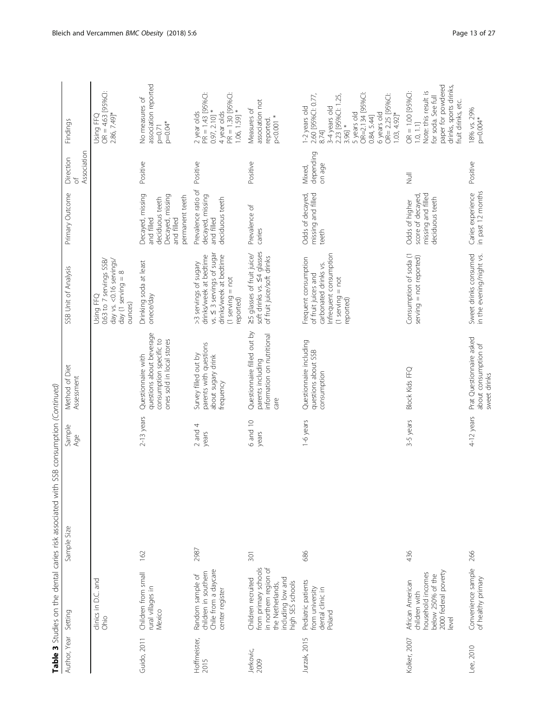**Table 3** Studies on the dental caries risk associated with SSB consumption *(Continued)*

| Author, Year | Setting | Sample Size | Sample Age | Method of Diet Assessment | SSB Unit of Analysis | Primary Outcome | Direction of Association | Findings |
|---|---|---|---|---|---|---|---|---|
| | clinics in D.C. and Ohio | | | | Using FFQ 0.63 to 7 servings SSB/day vs. <0.16 servings/day (1 serving = 8 ounces) | | | Using FFQ OR = 4.63 [95%CI: 2.86, 7.49]* |
| Guido, 2011 | Children from small rural villages in Mexico | 162 | 2-13 years | Questionnaire with questions about beverage consumption specific to ones sold in local stores | Drinking soda at least onece/day | Decayed, missing and filled deciduous teeth Decayed, missing and filled permanent teeth | Positive | No measures of association reported p=0.71 p=0.04* |
| Hoffmeister, 2015 | Random sample of children in southern Chile from a daycare center register | 2987 | 2 and 4 years | Survey filled out by parents with questions about sugary drink frequency | >3 servings of sugary drinks/week at bedtime vs. ≤ 3 servings of sugar drinks/week at bedtime (1 serving = not reported) | Prevalence ratio of decayed, missing and filled deciduous teeth | Positive | 2 year olds PR = 1.43 [95%CI: 0.97, 2.10] * 4 year olds PR = 1.30 [95%CI: 1.06, 1.59] * |
| Jerkovic, 2009 | Children recruited from primary schools in northern region of the Netherlands, including low and high SES schools | 301 | 6 and 10 years | Questionnaire filled out by parents including information on nutritional care | ≥5 glasses of fruit juice/soft drinks vs. ≤4 glasses of fruit juice/soft drinks | Prevalence of caries | Positive | Measures of association not reported. p<0.001 * |
| Jurzak, 2015 | Pediatric patients from university dental clinic in Poland | 686 | 1-6 years | Questionnaire including questions about SSB consumption | Frequent consumption of fruit juices and carbonated drinks vs. Infrequent consumption (1 serving = not reported) | Odds of decayed, missing and filled teeth | Mixed, depending on age | 1-2 years old 2.60 [95%CI: 0.77, 8.74] 3-4 years old 2.23 [95%CI: 1.25, 3.96] * 5 years old OR=2.134 [95%CI: 0.84, 5.44] 6 years old OR= 2.25 [95%CI: 1.03, 4.92]* |
| Kolker, 2007 | African American children with household incomes below 250% of the 2000 federal poverty level | 436 | 3-5 years | Block Kids FFQ | Consumption of soda (1 serving = not reported) | Odds of higher score of decayed, missing and filled deciduous teeth | Null | OR = 1.00 [95%CI: 1.0, 1.1] Note: this result is for soda. See full paper for powdered drinks, sports drinks, fruit drinks, etc. |
| Lee, 2010 | Convenience sample of healthy primary | 266 | 4-12 years | Prat Questionnaire asked about consumption of sweet drinks | Sweet drinks consumed in the evening/night vs. | Caries experience in past 12 months | Positive | 18% vs. 29% p=0.004* |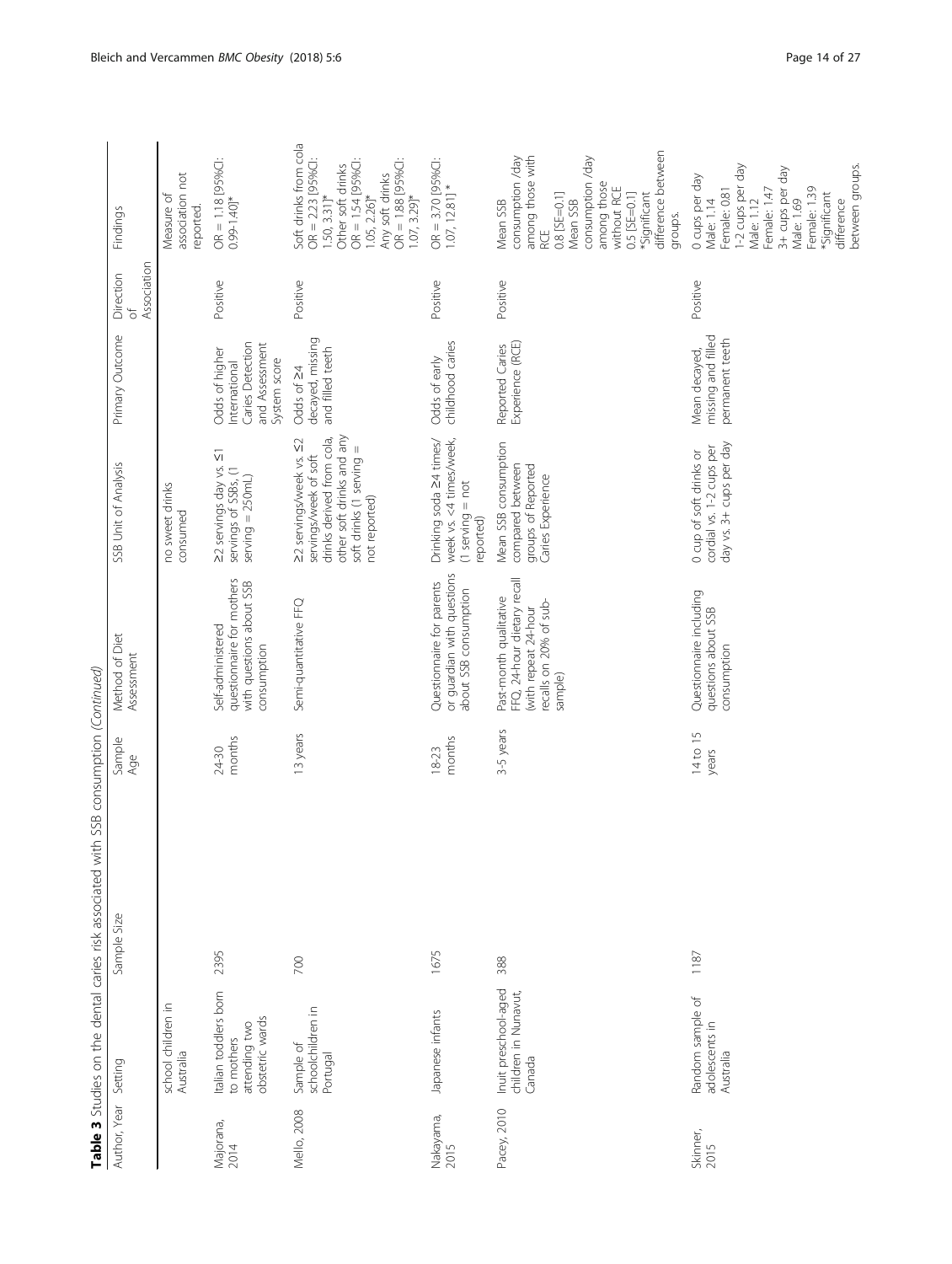**Table 3** Studies on the dental caries risk associated with SSB consumption *(Continued)*

| Author, Year | Setting | Sample Size | Sample Age | Method of Diet Assessment | SSB Unit of Analysis | Primary Outcome | Direction of Association | Findings |
|---|---|---|---|---|---|---|---|---|
| | school children in Australia | | | | no sweet drinks consumed | | | Measure of association not reported. |
| Majorana, 2014 | Italian toddlers born to mothers attending two obstetric wards | 2395 | 24-30 months | Self-administered questionnaire for mothers with questions about SSB consumption | ≥2 servings day vs. ≤1 servings of SSBs, (1 serving = 250mL) | Odds of higher International Caries Detection and Assessment System score | Positive | OR = 1.18 [95%CI: 0.99-1.40]* |
| Mello, 2008 | Sample of schoolchildren in Portugal | 700 | 13 years | Semi-quantitative FFQ | ≥2 servings/week vs. ≤2 servings/week of soft drinks derived from cola, other soft drinks and any soft drinks (1 serving = not reported) | Odds of ≥4 decayed, missing and filled teeth | Positive | Soft drinks from cola OR = 2.23 [95%CI: 1.50, 3.31]* Other soft drinks OR = 1.54 [95%CI: 1.05, 2.26]* Any soft drinks OR = 1.88 [95%CI: 1.07, 3.29]* |
| Nakayama, 2015 | Japanese infants | 1675 | 18-23 months | Questionnaire for parents or guardian with question about SSB consumption | Drinking soda ≥4 times/ week vs. <4 times/week, (1 serving = not reported) | Odds of early childhood caries | Positive | OR = 3.70 [95%CI: 1.07, 12.81] * |
| Pacey, 2010 | Inuit preschool-aged children in Nunavut, Canada | 388 | 3-5 years | Past-month qualitative FFQ, 24-hour dietary recall (with repeat 24-hour recalls on 20% of sub-sample) | Mean SSB consumption compared between groups of Reported Caries Experience | Reported Caries Experience (RCE) | Positive | Mean SSB consumption /day among those with RCE 0.8 [SE=0.1] Mean SSB consumption /day among those without RCE 0.5 [SE=0.1] *Significant difference between groups. |
| Skinner, 2015 | Random sample of adolescents in Australia | 1187 | 14 to 15 years | Questionnaire including questions about SSB consumption | 0 cup of soft drinks or cordial vs. 1-2 cups per day vs. 3+ cups per day | Mean decayed, missing and filled permanent teeth | Positive | 0 cups per day Male: 1.14 Female: 0.81 1-2 cups per day Male: 1.12 Female: 1.47 3+ cups per day Male: 1.69 Female: 1.39 *Significant difference between groups. |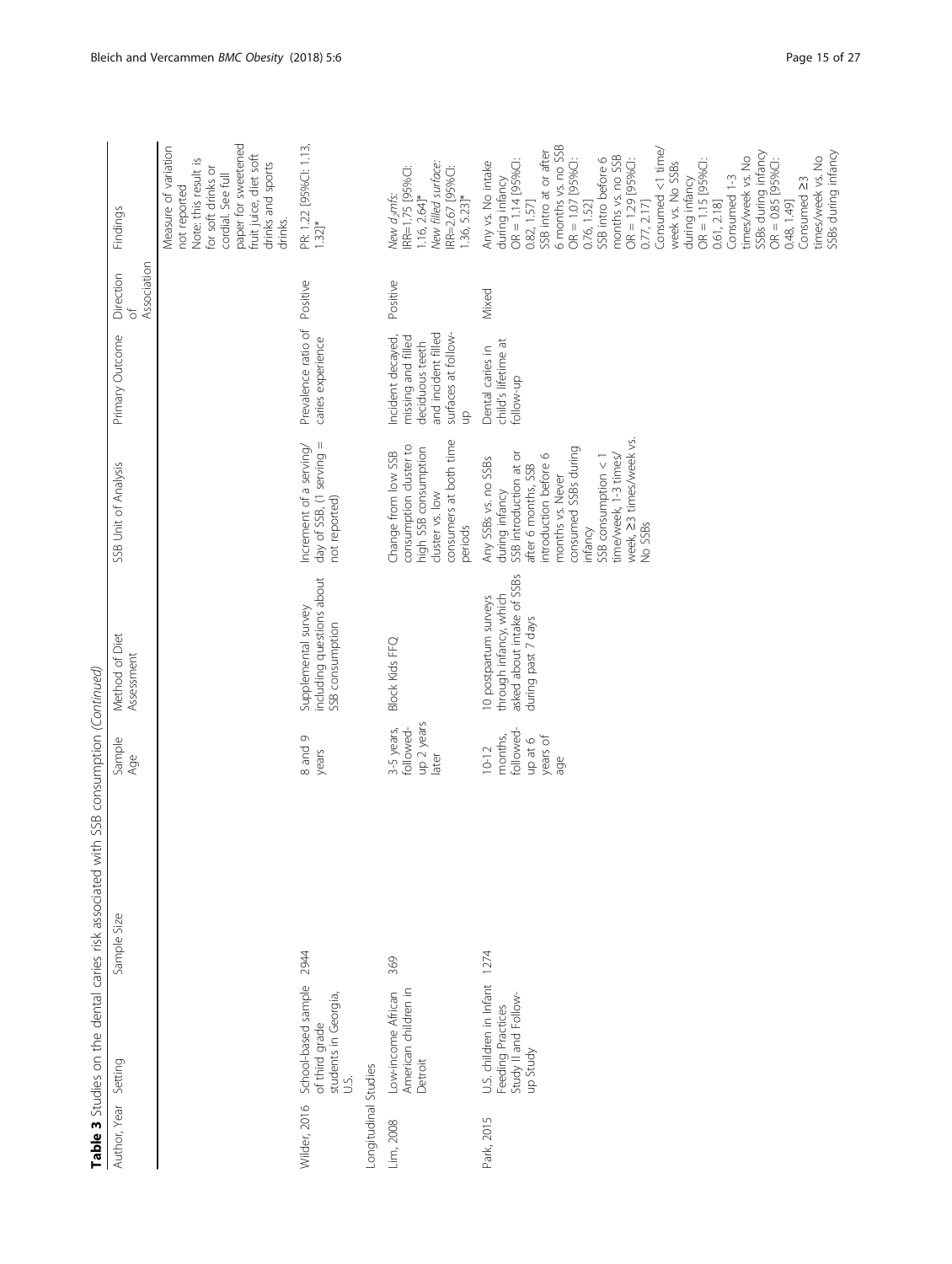**Table 3** Studies on the dental caries risk associated with SSB consumption *(Continued)*

| Author, Year | Setting | Sample Size | Sample Age | Method of Diet Assessment | SSB Unit of Analysis | Primary Outcome | Direction of Association | Findings |
|---|---|---|---|---|---|---|---|---|
| | | | | | | | | Measure of variation not reported Note: this result is for soft drinks or cordial. See full paper for sweetened fruit juice, diet soft drinks and sports drinks. |
| Wilder, 2016 | School-based sample of third grade students in Georgia, U.S. | 2944 | 8 and 9 years | Supplemental survey including questions about SSB consumption | Increment of a serving/ day of SSB, (1 serving = not reported) | Prevalence ratio of caries experience | Positive | PR: 1.22 [95%CI: 1.13, 1.32]* |
| Longitudinal Studies | | | | | | | | |
| Lim, 2008 | Low-income African American children in Detroit | 369 | 3-5 years, followed-up 2 years later | Block Kids FFQ | Change from low SSB consumption cluster to high SSB consumption cluster vs. low consumers at both time periods | Incident decayed, missing and filled deciduous teeth and incident filled surfaces at follow-up | Positive | *New $d_2mfs$:* IRR=1.75 [95%CI: 1.16, 2.64]* *New filled surface:* IRR=2.67 [95%CI: 1.36, 5.23]* |
| Park, 2015 | U.S. children in Infant Feeding Practices Study II and Follow-up Study | 1274 | 10-12 months, followed-up at 6 years of age | 10 postpartum surveys through infancy, which asked about intake of SSBs during past 7 days | Any SSBs vs. no SSBs during infancy SSB introduction at or after 6 months, SSB introduction before 6 months vs. Never consumed SSBs during infancy SSB consumption < 1 time/week, 1-3 times/week, ≥3 times/week vs. No SSBs | Dental caries in child's lifetime at follow-up | Mixed | Any vs. No intake during infancy OR = 1.14 [95%CI: 0.82, 1.57] SSB intro at or after 6 months vs. no SSB OR = 1.07 [95%CI: 0.76, 1.52] SSB intro before 6 months vs. no SSB OR = 1.29 [95%CI: 0.77, 2.17] Consumed <1 time/week vs. No SSBs during infancy OR = 1.15 [95%CI: 0.61, 2.18] Consumed 1-3 times/week vs. No SSBs during infancy OR = 0.85 [95%CI: 0.48, 1.49] Consumed ≥3 times/week vs. No SSBs during infancy |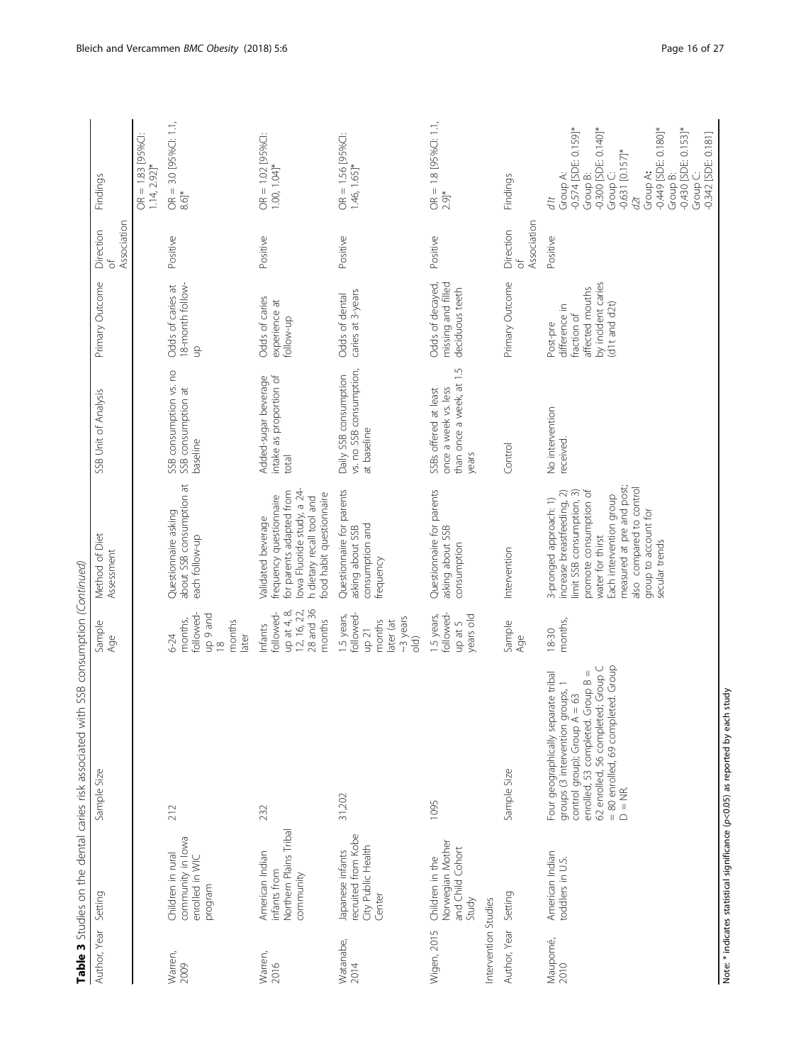**Table 3** Studies on the dental caries risk associated with SSB consumption *(Continued)*

| Author, Year | Setting | Sample Size | Sample Age | Method of Diet Assessment | SSB Unit of Analysis | Primary Outcome | Direction of Association | Findings |
| --- | --- | --- | --- | --- | --- | --- | --- | --- |
| | | | | | | | | OR = 1.83 [95%CI: 1.14, 2.92]* |
| Warren, 2009 | Children in rural community in Iowa enrolled in WIC program | 212 | 6-24 months, followed-up 9 and 18 months later | Questionnaire asking about SSB consumption at each follow-up | SSB consumption vs. no SSB consumption at baseline | Odds of caries at 18-month follow-up | Positive | OR = 3.0 [95%CI: 1.1, 8.6]* |
| Warren, 2016 | American Indian infants from Northern Plains Tribal community | 232 | Infants followed-up at 4, 8, 12, 16, 22, 28 and 36 months | Validated beverage frequency questionnaire for parents adapted from Iowa Fluoride study, a 24-h dietary recall tool and food habit questionnaire | Added-sugar beverage intake as proportion of total | Odds of caries experience at follow-up | Positive | OR = 1.02 [95%CI: 1.00, 1.04]* |
| Watanabe, 2014 | Japanese infants recruited from Kobe City Public Health Center | 31,202 | 1.5 years, followed-up 21 months later (at ~3 years old) | Questionnaire for parents asking about SSB consumption and frequency | Daily SSB consumption vs. no SSB consumption, at baseline | Odds of dental caries at 3-years | Positive | OR = 1.56 [95%CI: 1.46, 1.65]* |
| Wigen, 2015 | Children in the Norwegian Mother and Child Cohort Study | 1095 | 1.5 years, followed-up at 5 years old | Questionnaire for parents asking about SSB consumption | SSBs offered at least once a week vs. less than once a week, at 1.5 years | Odds of decayed, missing and filled deciduous teeth | Positive | OR = 1.8 [95%CI: 1.1, 2.9]* |
| **Intervention Studies** | | | | | | | | |
| Author, Year | Setting | Sample Size | Sample Age | Intervention | Control | Primary Outcome | Direction of Association | Findings |
| Maupomé, 2010 | American Indian toddlers in U.S. | Four geographically separate tribal groups (3 intervention groups, 1 control group): Group A = 63 enrolled, 53 completed. Group B = 62 enrolled, 56 completed; Group C = 80 enrolled, 69 completed. Group D = NR. | 18-30 months, | 3-pronged approach: 1) increase breastfeeding, 2) limit SSB consumption, 3) promote consumption of water for thirst Each intervention group measured at pre and post; also compared to control group to account for secular trends | No intervention received. | Post-pre difference in fraction of affected mouths by incident caries (d1t and d2t) | Positive | *d1t* Group A: -0.574 [SDE: 0.159]* Group B: -0.300 [SDE: 0.140]* Group C: -0.631 [0.157]* *d2t* Group A: -0.449 [SDE: 0.180]* Group B: -0.430 [SDE: 0.153]* Group C: -0.342 [SDE: 0.181] |

Note: * indicates statistical significance ($p<0.05$) as reported by each study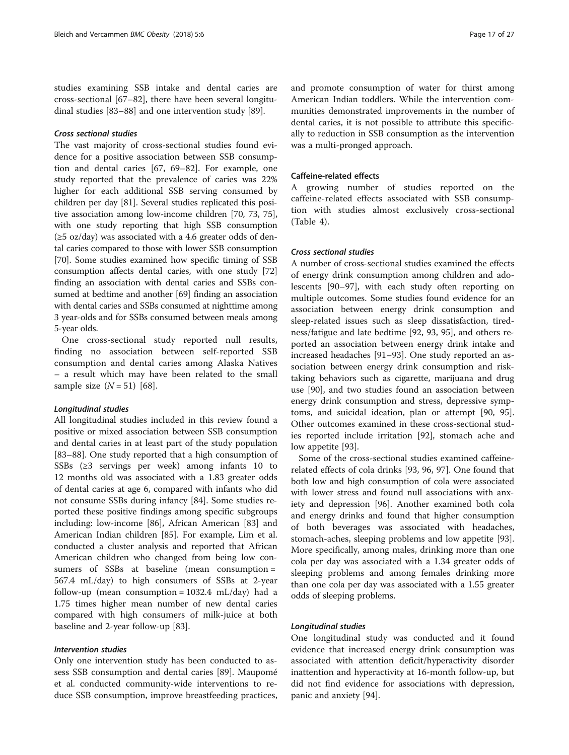studies examining SSB intake and dental caries are cross-sectional [67–82], there have been several longitudinal studies [83–88] and one intervention study [89].

#### *Cross sectional studies*

The vast majority of cross-sectional studies found evidence for a positive association between SSB consumption and dental caries [67, 69–82]. For example, one study reported that the prevalence of caries was 22% higher for each additional SSB serving consumed by children per day [81]. Several studies replicated this positive association among low-income children [70, 73, 75], with one study reporting that high SSB consumption (≥5 oz/day) was associated with a 4.6 greater odds of dental caries compared to those with lower SSB consumption [70]. Some studies examined how specific timing of SSB consumption affects dental caries, with one study [72] finding an association with dental caries and SSBs consumed at bedtime and another [69] finding an association with dental caries and SSBs consumed at nighttime among 3 year-olds and for SSBs consumed between meals among 5-year olds.

One cross-sectional study reported null results, finding no association between self-reported SSB consumption and dental caries among Alaska Natives – a result which may have been related to the small sample size ($N = 51$) [68].

#### *Longitudinal studies*

All longitudinal studies included in this review found a positive or mixed association between SSB consumption and dental caries in at least part of the study population [83–88]. One study reported that a high consumption of SSBs (≥3 servings per week) among infants 10 to 12 months old was associated with a 1.83 greater odds of dental caries at age 6, compared with infants who did not consume SSBs during infancy [84]. Some studies reported these positive findings among specific subgroups including: low-income [86], African American [83] and American Indian children [85]. For example, Lim et al. conducted a cluster analysis and reported that African American children who changed from being low consumers of SSBs at baseline (mean consumption = 567.4 mL/day) to high consumers of SSBs at 2-year follow-up (mean consumption = 1032.4 mL/day) had a 1.75 times higher mean number of new dental caries compared with high consumers of milk-juice at both baseline and 2-year follow-up [83].

#### *Intervention studies*

Only one intervention study has been conducted to assess SSB consumption and dental caries [89]. Maupomé et al. conducted community-wide interventions to reduce SSB consumption, improve breastfeeding practices, and promote consumption of water for thirst among American Indian toddlers. While the intervention communities demonstrated improvements in the number of dental caries, it is not possible to attribute this specifically to reduction in SSB consumption as the intervention was a multi-pronged approach.

### Caffeine-related effects

A growing number of studies reported on the caffeine-related effects associated with SSB consumption with studies almost exclusively cross-sectional (Table 4).

#### *Cross sectional studies*

A number of cross-sectional studies examined the effects of energy drink consumption among children and adolescents [90–97], with each study often reporting on multiple outcomes. Some studies found evidence for an association between energy drink consumption and sleep-related issues such as sleep dissatisfaction, tiredness/fatigue and late bedtime [92, 93, 95], and others reported an association between energy drink intake and increased headaches [91–93]. One study reported an association between energy drink consumption and risk-taking behaviors such as cigarette, marijuana and drug use [90], and two studies found an association between energy drink consumption and stress, depressive symptoms, and suicidal ideation, plan or attempt [90, 95]. Other outcomes examined in these cross-sectional studies reported include irritation [92], stomach ache and low appetite [93].

Some of the cross-sectional studies examined caffeine-related effects of cola drinks [93, 96, 97]. One found that both low and high consumption of cola were associated with lower stress and found null associations with anxiety and depression [96]. Another examined both cola and energy drinks and found that higher consumption of both beverages was associated with headaches, stomach-aches, sleeping problems and low appetite [93]. More specifically, among males, drinking more than one cola per day was associated with a 1.34 greater odds of sleeping problems and among females drinking more than one cola per day was associated with a 1.55 greater odds of sleeping problems.

#### *Longitudinal studies*

One longitudinal study was conducted and it found evidence that increased energy drink consumption was associated with attention deficit/hyperactivity disorder inattention and hyperactivity at 16-month follow-up, but did not find evidence for associations with depression, panic and anxiety [94].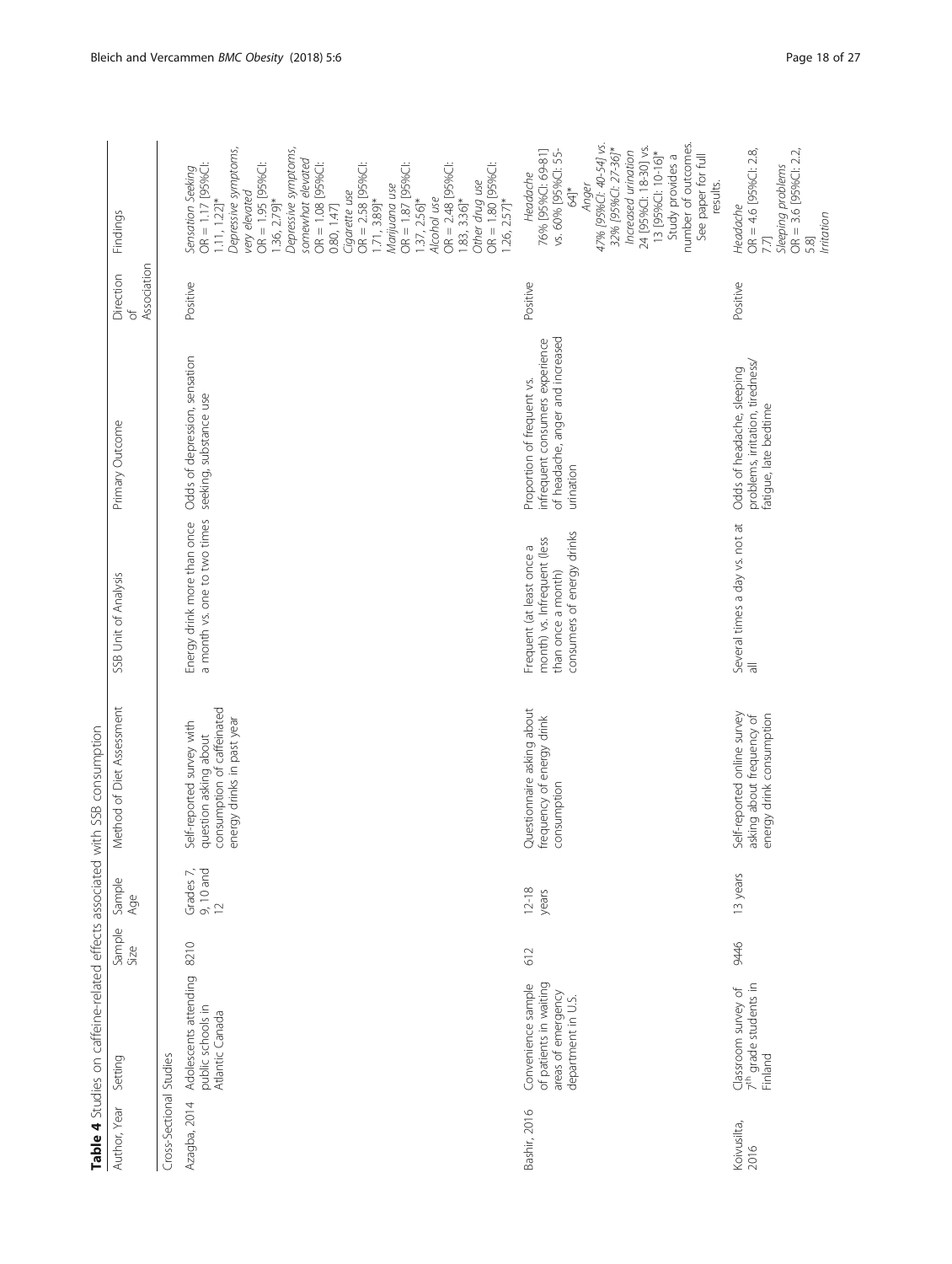**Table 4** Studies on caffeine-related effects associated with SSB consumption

| Author, Year | Setting | Sample Size | Sample Age | Method of Diet Assessment | SSB Unit of Analysis | Primary Outcome | Direction of Association | Findings |
|---|---|---|---|---|---|---|---|---|
| Cross-Sectional Studies | | | | | | | | |
| Azagba, 2014 | Adolescents attending public schools in Atlantic Canada | 8210 | Grades 7, 9, 10 and 12 | Self-reported survey with question asking about consumption of caffeinated energy drinks in past year | Energy drink more than once a month vs. one to two times | Odds of depression, sensation seeking, substance use | Positive | *Sensation Seeking* OR = 1.17 [95%CI: 1.11, 1.22]* *Depressive symptoms, very elevated* OR = 1.95 [95%CI: 1.36, 2.79]* *Depressive symptoms, somewhat elevated* OR = 1.08 [95%CI: 0.80, 1.47] *Cigarette use* OR = 2.58 [95%CI: 1.71, 3.89]* *Marijuana use* OR = 1.87 [95%CI: 1.37, 2.56]* *Alcohol use* OR = 2.48 [95%CI: 1.83, 3.36]* *Other drug use* OR = 1.80 [95%CI: 1.26, 2.57]* |
| Bashir, 2016 | Convenience sample of patients in waiting areas of emergency department in U.S. | 612 | 12-18 years | Questionnaire asking about frequency of energy drink consumption | Frequent (at least once a month) vs. Infrequent (less than once a month) consumers of energy drinks | Proportion of frequent vs. infrequent consumers experience of headache, anger and increased urination | Positive | *Headache* 76% [95%CI: 69-81] vs. 60% [95%CI: 55-64]* *Anger* 47% [95%CI: 40-54] vs. 32% [95%CI: 27-36]* *Increased urination* 24 [95%CI: 18-30] vs. 13 [95%CI: 10-16]* Study provides a number of outcomes. See paper for full results. |
| Koivusilta, 2016 | Classroom survey of 7[th] grade students in Finland | 9446 | 13 years | Self-reported online survey asking about frequency of energy drink consumption | Several times a day vs. not at all | Odds of headache, sleeping problems, irritation, tiredness/ fatigue, late bedtime | Positive | *Headache* OR = 4.6 [95%CI: 2.8, 7.7] *Sleeping problems* OR = 3.6 [95%CI: 2.2, 5.8] *Irritation* |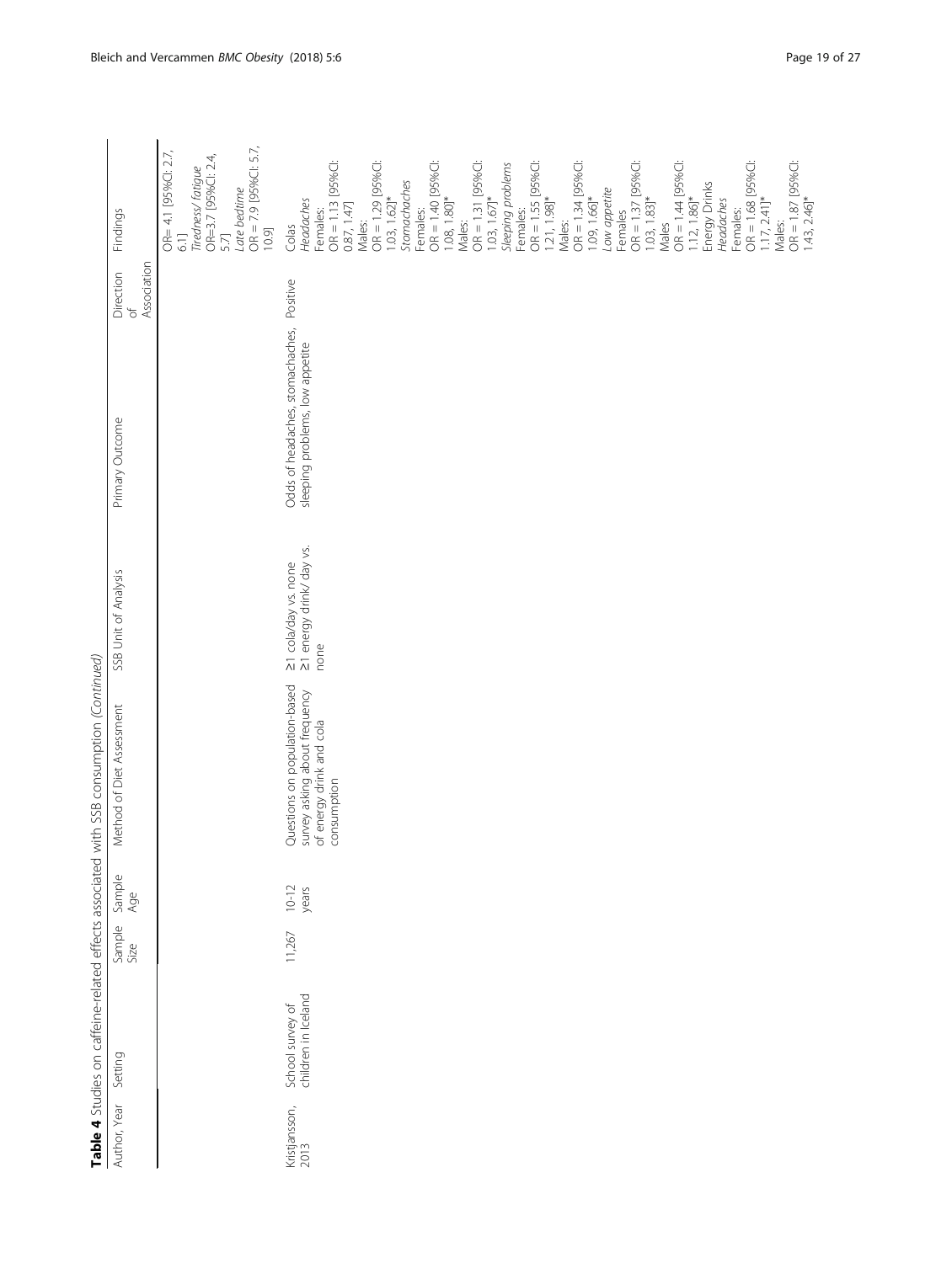**Table 4** Studies on caffeine-related effects associated with SSB consumption *(Continued)*

| Author, Year | Setting | Sample Size | Sample Age | Method of Diet Assessment | SSB Unit of Analysis | Primary Outcome | Direction of Association | Findings |
|---|---|---|---|---|---|---|---|---|
| | | | | | | | | OR= 4.1 [95%CI: 2.7, 6.1]<br>*Tiredness/ fatigue*<br>OR=3.7 [95%CI: 2.4, 5.7]<br>*Late bedtime*<br>OR = 7.9 [95%CI: 5.7, 10.9] |
| Kristjansson, 2013 | School survey of children in Iceland | 11,267 | 10-12 years | Questions on population-based survey asking about frequency of energy drink and cola consumption | ≥1 cola/day vs. none<br>≥1 energy drink/ day vs. none | Odds of headaches, stomachaches, sleeping problems, low appetite | Positive | Colas<br>*Headaches*<br>Females:<br>OR = 1.13 [95%CI: 0.87, 1.47]<br>Males:<br>OR = 1.29 [95%CI: 1.03, 1.62]*<br>*Stomachaches*<br>Females:<br>OR = 1.40 [95%CI: 1.08, 1.80]*<br>Males:<br>OR = 1.31 [95%CI: 1.03, 1.67]*<br>*Sleeping problems*<br>Females:<br>OR = 1.55 [95%CI: 1.21, 1.98]*<br>Males:<br>OR = 1.34 [95%CI: 1.09, 1.66]*<br>*Low appetite*<br>Females<br>OR = 1.37 [95%CI: 1.03, 1.83]*<br>Males<br>OR = 1.44 [95%CI: 1.12, 1.86]*<br>Energy Drinks<br>*Headaches*<br>Females:<br>OR = 1.68 [95%CI: 1.17, 2.41]*<br>Males:<br>OR = 1.87 [95%CI: 1.43, 2.46]* |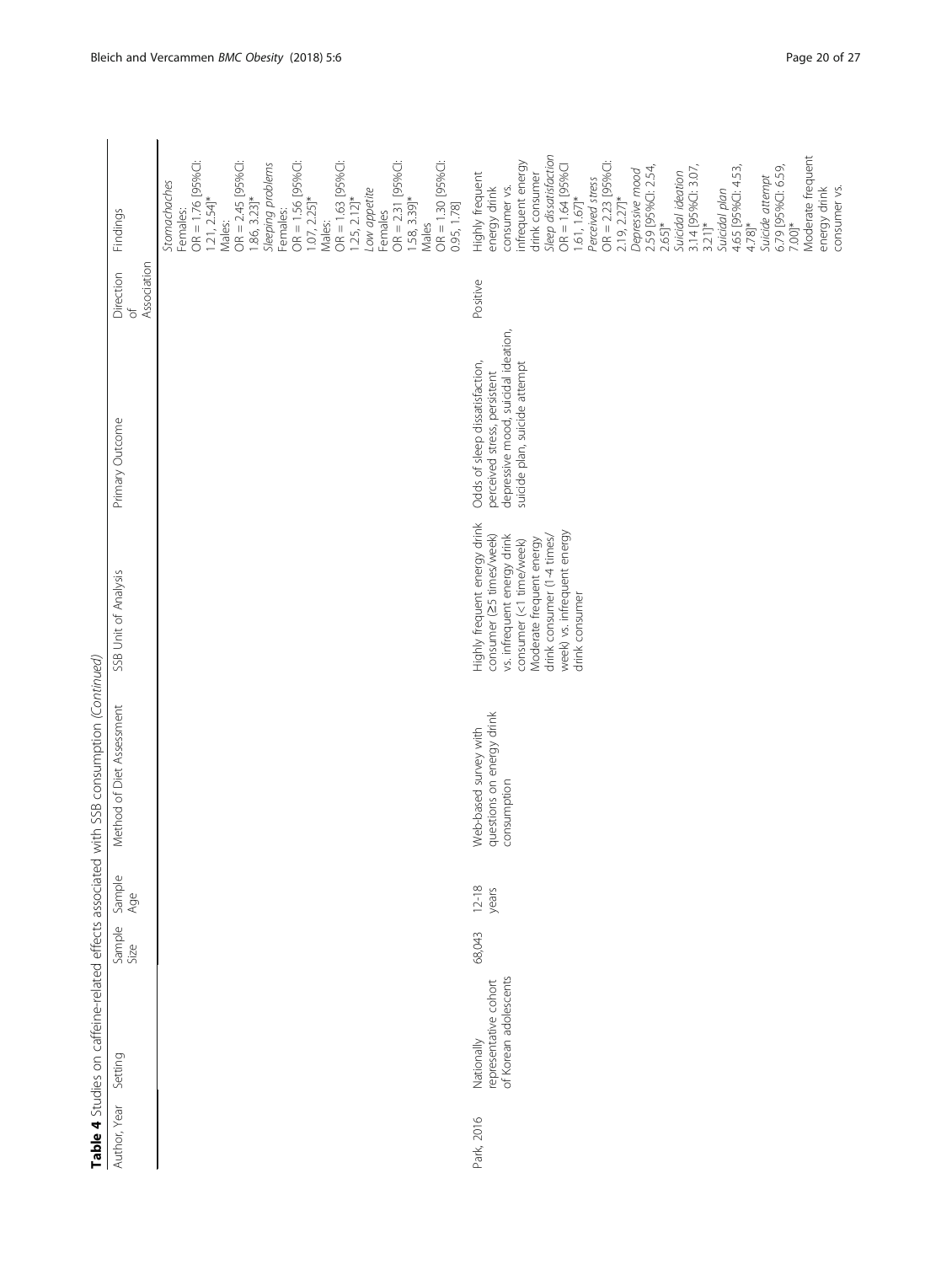**Table 4** Studies on caffeine-related effects associated with SSB consumption *(Continued)*

| Author, Year | Setting | Sample Size | Sample Age | Method of Diet Assessment | SSB Unit of Analysis | Primary Outcome | Direction of Association | Findings |
|---|---|---|---|---|---|---|---|---|
| | | | | | | | | *Stomachaches* Females: OR = 1.76 [95%CI: 1.21, 2.54]* Males: OR = 2.45 [95%CI: 1.86, 3.23]* *Sleeping problems* Females: OR = 1.56 [95%CI: 1.07, 2.25]* Males: OR = 1.63 [95%CI: 1.25, 2.12]* *Low appetite* Females OR = 2.31 [95%CI: 1.58, 3.39]* Males OR = 1.30 [95%CI: 0.95, 1.78] |
| Park, 2016 | Nationally representative cohort of Korean adolescents | 68,043 | 12-18 years | Web-based survey with questions on energy drink consumption | Highly frequent energy drink consumer (≥5 times/week) vs. infrequent energy drink consumer (<1 time/week) Moderate frequent energy drink consumer (1-4 times/week) vs. infrequent energy drink consumer | Odds of sleep dissatisfaction, perceived stress, persistent depressive mood, suicidal ideation, suicide plan, suicide attempt | Positive | Highly frequent energy drink consumer vs. infrequent energy drink consumer *Sleep dissatisfaction* OR = 1.64 [95%CI 1.61, 1.67]* *Perceived stress* OR = 2.23 [95%CI: 2.19, 2.27]* *Depressive mood* 2.59 [95%CI: 2.54, 2.65]* *Suicidal ideation* 3.14 [95%CI: 3.07, 3.21]* *Suicidal plan* 4.65 [95%CI: 4.53, 4.78]* *Suicide attempt* 6.79 [95%CI: 6.59, 7.00]* Moderate frequent energy drink consumer vs. |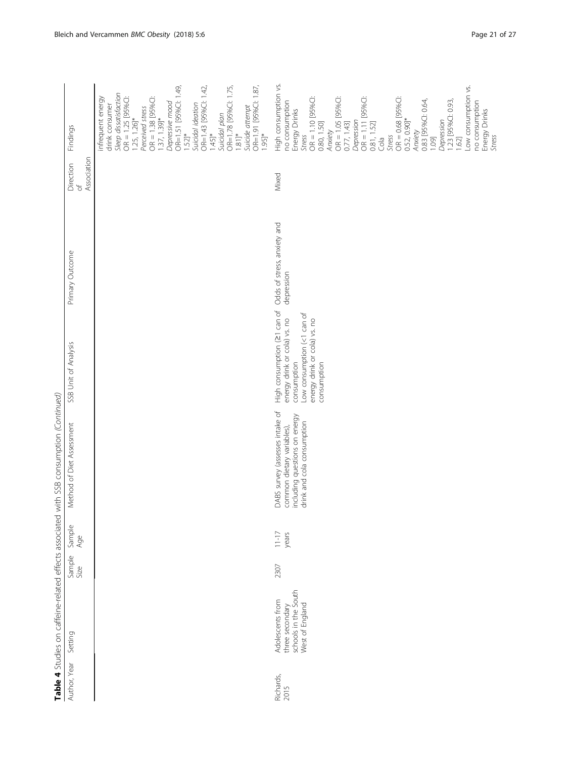**Table 4** Studies on caffeine-related effects associated with SSB consumption *(Continued)*

| Author, Year | Setting | Sample Size | Sample Age | Method of Diet Assessment | SSB Unit of Analysis | Primary Outcome | Direction of Association | Findings |
|---|---|---|---|---|---|---|---|---|
| | | | | | | | | infrequent energy drink consumer *Sleep dissatisfaction* OR = 1.25 [95%CI: 1.25, 1.26]* *Perceived stress* OR = 1.38 [95%CI: 1.37, 1.39]* *Depressive mood* OR=1.51 [95%CI: 1.49, 1.52]* *Suicidal ideation* OR=1.43 [95%CI: 1.42, 1.45]* *Suicidal plan* OR=1.78 [95%CI: 1.75, 1.81]* *Suicide attempt* OR=1.91 [95%CI: 1.87, 1.95]* |
| Richards, 2015 | Adolescents from three secondary schools in the South West of England | 2307 | 11-17 years | DABS survey (assesses intake of common dietary variables), including questions on energy drink and cola consumption | High consumption (≥1 can of energy drink or cola) vs. no consumption<br>Low consumption (<1 can of energy drink or cola) vs. no consumption | Odds of stress, anxiety and depression | Mixed | High consumption vs. no consumption Energy Drinks *Stress* OR = 1.10 [95%CI: 0.80, 1.50] *Anxiety* OR = 1.05 [95%CI: 0.77, 1.43] *Depression* OR = 1.11 [95%CI: 0.81, 1.52] Cola *Stress* OR = 0.68 [95%CI: 0.52, 0.90]* *Anxiety* 0.83 [95%CI: 0.64, 1.09] *Depression* 1.23 [95%CI: 0.93, 1.62] Low consumption vs. no consumption Energy Drinks *Stress* |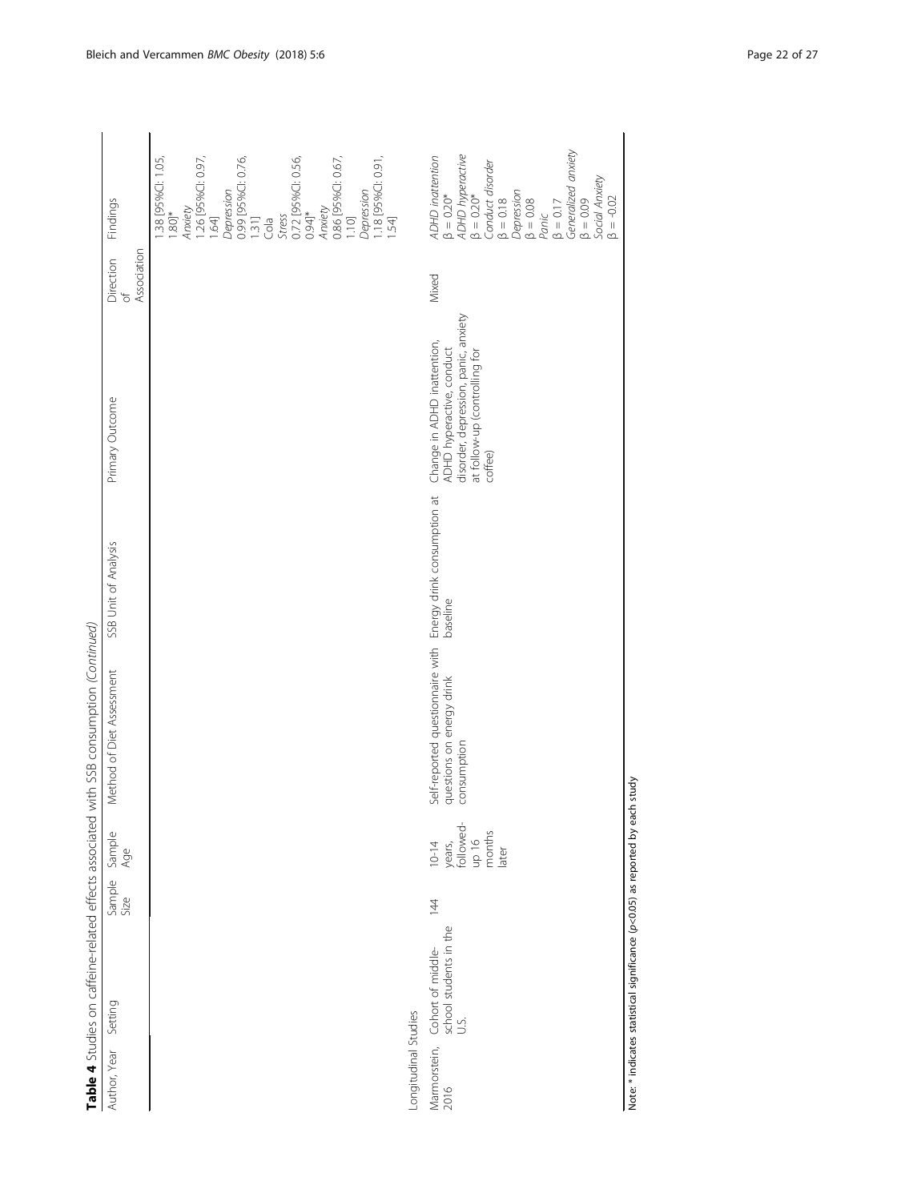**Table 4** Studies on caffeine-related effects associated with SSB consumption *(Continued)*

| Author, Year | Setting | Sample Size | Sample Age | Method of Diet Assessment | SSB Unit of Analysis | Primary Outcome | Direction of Association | Findings |
|---|---|---|---|---|---|---|---|---|
| | | | | | | | | 1.38 [95%CI: 1.05, 1.80]* *Anxiety* 1.26 [95%CI: 0.97, 1.64] *Depression* 0.99 [95%CI: 0.76, 1.31] Cola *Stress* 0.72 [95%CI: 0.56, 0.94]* *Anxiety* 0.86 [95%CI: 0.67, 1.10] *Depression* 1.18 [95%CI: 0.91, 1.54] |
| Longitudinal Studies | | | | | | | | |
| Marmorstein, 2016 | Cohort of middle-school students in the U.S. | 144 | 10-14 years, followed-up 16 months later | Self-reported questionnaire with questions on energy drink consumption | Energy drink consumption at baseline | Change in ADHD inattention, ADHD hyperactive, conduct disorder, depression, panic, anxiety at follow-up (controlling for coffee) | Mixed | *ADHD inattention* β = 0.20* *ADHD hyperactive* β = 0.20* *Conduct disorder* β = 0.18 *Depression* β = 0.08 *Panic* β = 0.17 *Generalized anxiety* β = 0.09 *Social Anxiety* β = -0.02 |

Note: * indicates statistical significance ($p<0.05$) as reported by each study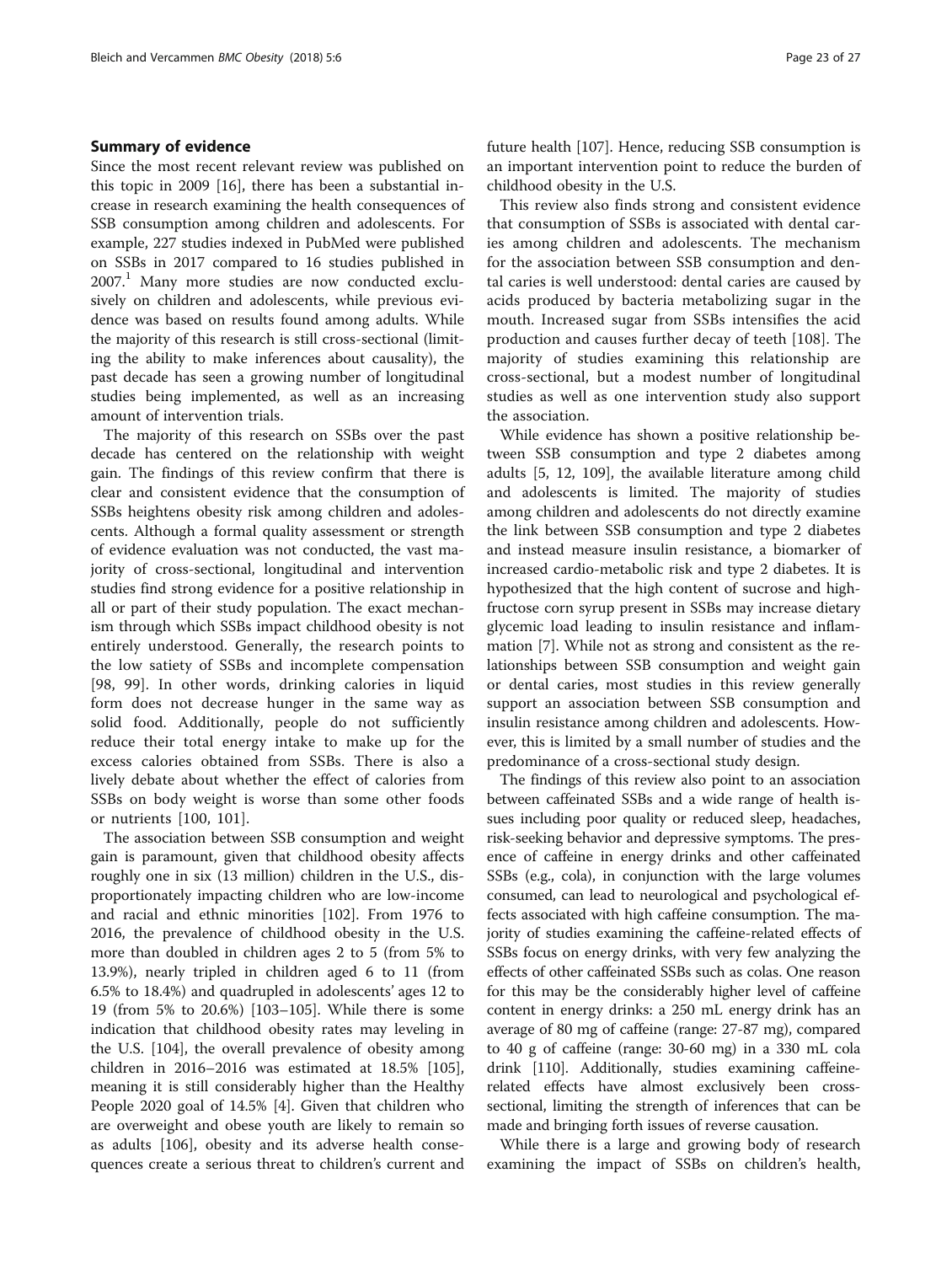### Summary of evidence

Since the most recent relevant review was published on this topic in 2009 [16], there has been a substantial increase in research examining the health consequences of SSB consumption among children and adolescents. For example, 227 studies indexed in PubMed were published on SSBs in 2017 compared to 16 studies published in 2007.[1] Many more studies are now conducted exclusively on children and adolescents, while previous evidence was based on results found among adults. While the majority of this research is still cross-sectional (limiting the ability to make inferences about causality), the past decade has seen a growing number of longitudinal studies being implemented, as well as an increasing amount of intervention trials.

The majority of this research on SSBs over the past decade has centered on the relationship with weight gain. The findings of this review confirm that there is clear and consistent evidence that the consumption of SSBs heightens obesity risk among children and adolescents. Although a formal quality assessment or strength of evidence evaluation was not conducted, the vast majority of cross-sectional, longitudinal and intervention studies find strong evidence for a positive relationship in all or part of their study population. The exact mechanism through which SSBs impact childhood obesity is not entirely understood. Generally, the research points to the low satiety of SSBs and incomplete compensation [98, 99]. In other words, drinking calories in liquid form does not decrease hunger in the same way as solid food. Additionally, people do not sufficiently reduce their total energy intake to make up for the excess calories obtained from SSBs. There is also a lively debate about whether the effect of calories from SSBs on body weight is worse than some other foods or nutrients [100, 101].

The association between SSB consumption and weight gain is paramount, given that childhood obesity affects roughly one in six (13 million) children in the U.S., disproportionately impacting children who are low-income and racial and ethnic minorities [102]. From 1976 to 2016, the prevalence of childhood obesity in the U.S. more than doubled in children ages 2 to 5 (from 5% to 13.9%), nearly tripled in children aged 6 to 11 (from 6.5% to 18.4%) and quadrupled in adolescents' ages 12 to 19 (from 5% to 20.6%) [103–105]. While there is some indication that childhood obesity rates may leveling in the U.S. [104], the overall prevalence of obesity among children in 2016–2016 was estimated at 18.5% [105], meaning it is still considerably higher than the Healthy People 2020 goal of 14.5% [4]. Given that children who are overweight and obese youth are likely to remain so as adults [106], obesity and its adverse health consequences create a serious threat to children's current and future health [107]. Hence, reducing SSB consumption is an important intervention point to reduce the burden of childhood obesity in the U.S.

This review also finds strong and consistent evidence that consumption of SSBs is associated with dental caries among children and adolescents. The mechanism for the association between SSB consumption and dental caries is well understood: dental caries are caused by acids produced by bacteria metabolizing sugar in the mouth. Increased sugar from SSBs intensifies the acid production and causes further decay of teeth [108]. The majority of studies examining this relationship are cross-sectional, but a modest number of longitudinal studies as well as one intervention study also support the association.

While evidence has shown a positive relationship between SSB consumption and type 2 diabetes among adults [5, 12, 109], the available literature among child and adolescents is limited. The majority of studies among children and adolescents do not directly examine the link between SSB consumption and type 2 diabetes and instead measure insulin resistance, a biomarker of increased cardio-metabolic risk and type 2 diabetes. It is hypothesized that the high content of sucrose and high-fructose corn syrup present in SSBs may increase dietary glycemic load leading to insulin resistance and inflammation [7]. While not as strong and consistent as the relationships between SSB consumption and weight gain or dental caries, most studies in this review generally support an association between SSB consumption and insulin resistance among children and adolescents. However, this is limited by a small number of studies and the predominance of a cross-sectional study design.

The findings of this review also point to an association between caffeinated SSBs and a wide range of health issues including poor quality or reduced sleep, headaches, risk-seeking behavior and depressive symptoms. The presence of caffeine in energy drinks and other caffeinated SSBs (e.g., cola), in conjunction with the large volumes consumed, can lead to neurological and psychological effects associated with high caffeine consumption. The majority of studies examining the caffeine-related effects of SSBs focus on energy drinks, with very few analyzing the effects of other caffeinated SSBs such as colas. One reason for this may be the considerably higher level of caffeine content in energy drinks: a 250 mL energy drink has an average of 80 mg of caffeine (range: 27-87 mg), compared to 40 g of caffeine (range: 30-60 mg) in a 330 mL cola drink [110]. Additionally, studies examining caffeine-related effects have almost exclusively been cross-sectional, limiting the strength of inferences that can be made and bringing forth issues of reverse causation.

While there is a large and growing body of research examining the impact of SSBs on children's health,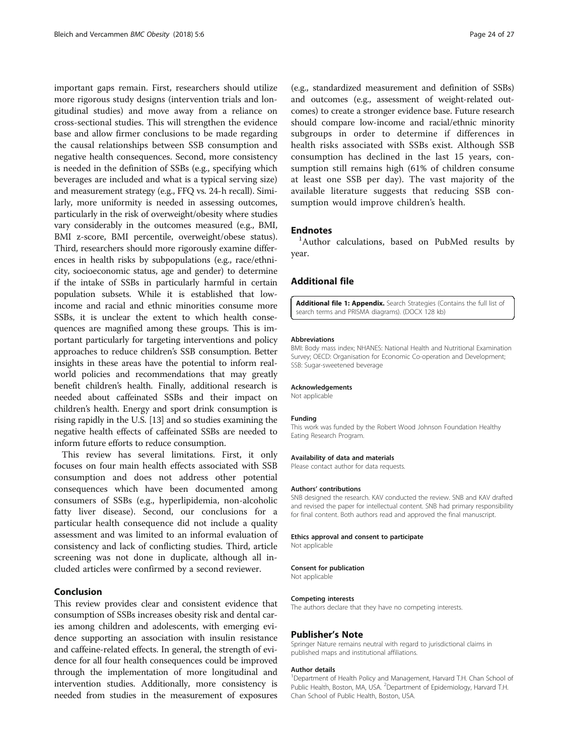important gaps remain. First, researchers should utilize more rigorous study designs (intervention trials and longitudinal studies) and move away from a reliance on cross-sectional studies. This will strengthen the evidence base and allow firmer conclusions to be made regarding the causal relationships between SSB consumption and negative health consequences. Second, more consistency is needed in the definition of SSBs (e.g., specifying which beverages are included and what is a typical serving size) and measurement strategy (e.g., FFQ vs. 24-h recall). Similarly, more uniformity is needed in assessing outcomes, particularly in the risk of overweight/obesity where studies vary considerably in the outcomes measured (e.g., BMI, BMI z-score, BMI percentile, overweight/obese status). Third, researchers should more rigorously examine differences in health risks by subpopulations (e.g., race/ethnicity, socioeconomic status, age and gender) to determine if the intake of SSBs in particularly harmful in certain population subsets. While it is established that low-income and racial and ethnic minorities consume more SSBs, it is unclear the extent to which health consequences are magnified among these groups. This is important particularly for targeting interventions and policy approaches to reduce children's SSB consumption. Better insights in these areas have the potential to inform real-world policies and recommendations that may greatly benefit children's health. Finally, additional research is needed about caffeinated SSBs and their impact on children's health. Energy and sport drink consumption is rising rapidly in the U.S. [13] and so studies examining the negative health effects of caffeinated SSBs are needed to inform future efforts to reduce consumption.

This review has several limitations. First, it only focuses on four main health effects associated with SSB consumption and does not address other potential consequences which have been documented among consumers of SSBs (e.g., hyperlipidemia, non-alcoholic fatty liver disease). Second, our conclusions for a particular health consequence did not include a quality assessment and was limited to an informal evaluation of consistency and lack of conflicting studies. Third, article screening was not done in duplicate, although all included articles were confirmed by a second reviewer.

## Conclusion

This review provides clear and consistent evidence that consumption of SSBs increases obesity risk and dental caries among children and adolescents, with emerging evidence supporting an association with insulin resistance and caffeine-related effects. In general, the strength of evidence for all four health consequences could be improved through the implementation of more longitudinal and intervention studies. Additionally, more consistency is needed from studies in the measurement of exposures (e.g., standardized measurement and definition of SSBs) and outcomes (e.g., assessment of weight-related outcomes) to create a stronger evidence base. Future research should compare low-income and racial/ethnic minority subgroups in order to determine if differences in health risks associated with SSBs exist. Although SSB consumption has declined in the last 15 years, consumption still remains high (61% of children consume at least one SSB per day). The vast majority of the available literature suggests that reducing SSB consumption would improve children's health.

## Endnotes

[1]Author calculations, based on PubMed results by year.

## Additional file

**Additional file 1: Appendix.** Search Strategies (Contains the full list of search terms and PRISMA diagrams). (DOCX 128 kb)

#### Abbreviations

BMI: Body mass index; NHANES: National Health and Nutritional Examination Survey; OECD: Organisation for Economic Co-operation and Development; SSB: Sugar-sweetened beverage

#### Acknowledgements

Not applicable

#### Funding

This work was funded by the Robert Wood Johnson Foundation Healthy Eating Research Program.

#### Availability of data and materials

Please contact author for data requests.

#### Authors' contributions

SNB designed the research. KAV conducted the review. SNB and KAV drafted and revised the paper for intellectual content. SNB had primary responsibility for final content. Both authors read and approved the final manuscript.

#### Ethics approval and consent to participate

Not applicable

#### Consent for publication

Not applicable

#### Competing interests

The authors declare that they have no competing interests.

## Publisher's Note

Springer Nature remains neutral with regard to jurisdictional claims in published maps and institutional affiliations.

#### Author details

[1]Department of Health Policy and Management, Harvard T.H. Chan School of Public Health, Boston, MA, USA. [2]Department of Epidemiology, Harvard T.H. Chan School of Public Health, Boston, USA.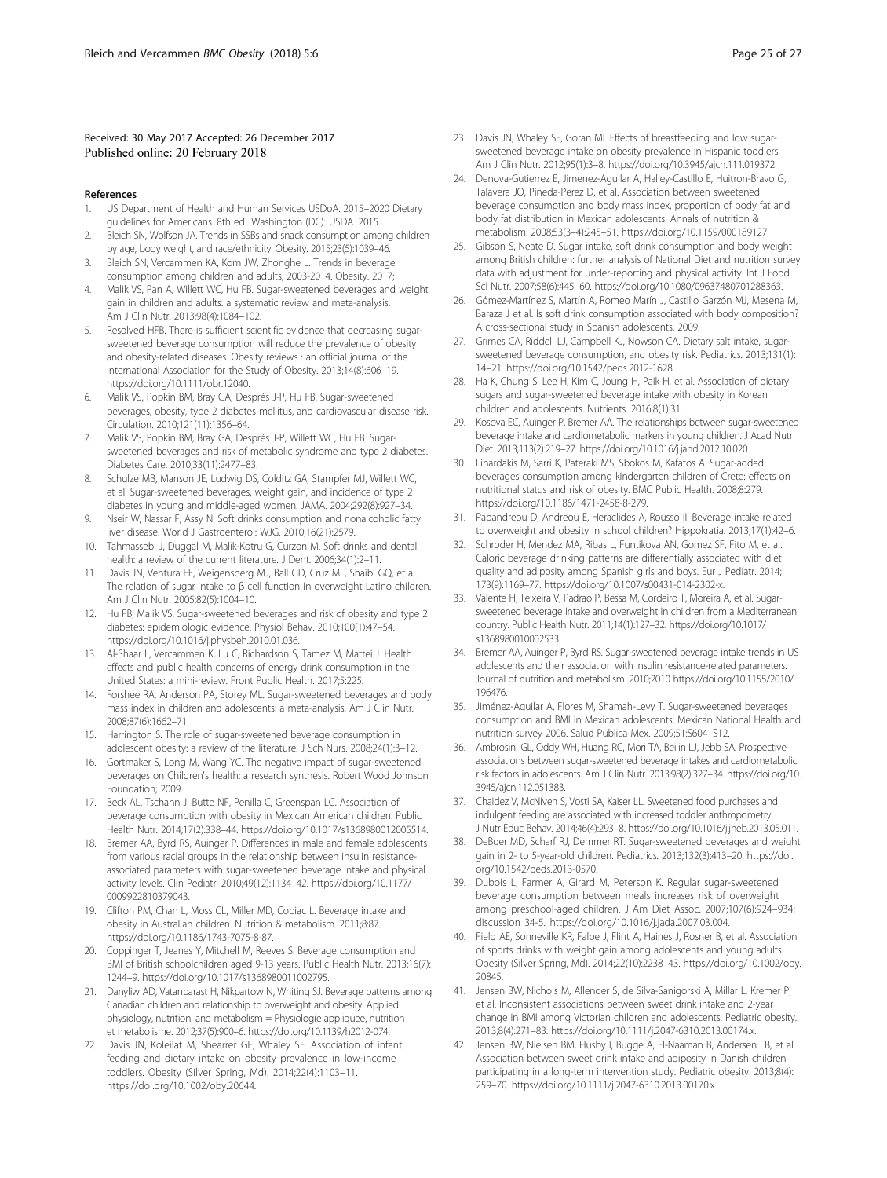Received: 30 May 2017 Accepted: 26 December 2017
Published online: 20 February 2018

## References

1. US Department of Health and Human Services USDoA. 2015–2020 Dietary guidelines for Americans. 8th ed.. Washington (DC): USDA. 2015.
2. Bleich SN, Wolfson JA. Trends in SSBs and snack consumption among children by age, body weight, and race/ethnicity. Obesity. 2015;23(5):1039–46.
3. Bleich SN, Vercammen KA, Kom JW, Zhonghe L. Trends in beverage consumption among children and adults, 2003-2014. Obesity. 2017;
4. Malik VS, Pan A, Willett WC, Hu FB. Sugar-sweetened beverages and weight gain in children and adults: a systematic review and meta-analysis. Am J Clin Nutr. 2013;98(4):1084–102.
5. Resolved HFB. There is sufficient scientific evidence that decreasing sugar-sweetened beverage consumption will reduce the prevalence of obesity and obesity-related diseases. Obesity reviews : an official journal of the International Association for the Study of Obesity. 2013;14(8):606–19. https://doi.org/10.1111/obr.12040.
6. Malik VS, Popkin BM, Bray GA, Després J-P, Hu FB. Sugar-sweetened beverages, obesity, type 2 diabetes mellitus, and cardiovascular disease risk. Circulation. 2010;121(11):1356–64.
7. Malik VS, Popkin BM, Bray GA, Després J-P, Willett WC, Hu FB. Sugar-sweetened beverages and risk of metabolic syndrome and type 2 diabetes. Diabetes Care. 2010;33(11):2477–83.
8. Schulze MB, Manson JE, Ludwig DS, Colditz GA, Stampfer MJ, Willett WC, et al. Sugar-sweetened beverages, weight gain, and incidence of type 2 diabetes in young and middle-aged women. JAMA. 2004;292(8):927–34.
9. Nseir W, Nassar F, Assy N. Soft drinks consumption and nonalcoholic fatty liver disease. World J Gastroenterol: WJG. 2010;16(21):2579.
10. Tahmassebi J, Duggal M, Malik-Kotru G, Curzon M. Soft drinks and dental health: a review of the current literature. J Dent. 2006;34(1):2–11.
11. Davis JN, Ventura EE, Weigensberg MJ, Ball GD, Cruz ML, Shaibi GQ, et al. The relation of sugar intake to β cell function in overweight Latino children. Am J Clin Nutr. 2005;82(5):1004–10.
12. Hu FB, Malik VS. Sugar-sweetened beverages and risk of obesity and type 2 diabetes: epidemiologic evidence. Physiol Behav. 2010;100(1):47–54. https://doi.org/10.1016/j.physbeh.2010.01.036.
13. Al-Shaar L, Vercammen K, Lu C, Richardson S, Tamez M, Mattei J. Health effects and public health concerns of energy drink consumption in the United States: a mini-review. Front Public Health. 2017;5:225.
14. Forshee RA, Anderson PA, Storey ML. Sugar-sweetened beverages and body mass index in children and adolescents: a meta-analysis. Am J Clin Nutr. 2008;87(6):1662–71.
15. Harrington S. The role of sugar-sweetened beverage consumption in adolescent obesity: a review of the literature. J Sch Nurs. 2008;24(1):3–12.
16. Gortmaker S, Long M, Wang YC. The negative impact of sugar-sweetened beverages on Children's health: a research synthesis. Robert Wood Johnson Foundation; 2009.
17. Beck AL, Tschann J, Butte NF, Penilla C, Greenspan LC. Association of beverage consumption with obesity in Mexican American children. Public Health Nutr. 2014;17(2):338–44. https://doi.org/10.1017/s1368980012005514.
18. Bremer AA, Byrd RS, Auinger P. Differences in male and female adolescents from various racial groups in the relationship between insulin resistance-associated parameters with sugar-sweetened beverage intake and physical activity levels. Clin Pediatr. 2010;49(12):1134–42. https://doi.org/10.1177/0009922810379043.
19. Clifton PM, Chan L, Moss CL, Miller MD, Cobiac L. Beverage intake and obesity in Australian children. Nutrition & metabolism. 2011;8:87. https://doi.org/10.1186/1743-7075-8-87.
20. Coppinger T, Jeanes Y, Mitchell M, Reeves S. Beverage consumption and BMI of British schoolchildren aged 9-13 years. Public Health Nutr. 2013;16(7):1244–9. https://doi.org/10.1017/s1368980011002795.
21. Danyliw AD, Vatanparast H, Nikpartow N, Whiting SJ. Beverage patterns among Canadian children and relationship to overweight and obesity. Applied physiology, nutrition, and metabolism = Physiologie appliquee, nutrition et metabolisme. 2012;37(5):900–6. https://doi.org/10.1139/h2012-074.
22. Davis JN, Koleilat M, Shearrer GE, Whaley SE. Association of infant feeding and dietary intake on obesity prevalence in low-income toddlers. Obesity (Silver Spring, Md). 2014;22(4):1103–11. https://doi.org/10.1002/oby.20644.
23. Davis JN, Whaley SE, Goran MI. Effects of breastfeeding and low sugar-sweetened beverage intake on obesity prevalence in Hispanic toddlers. Am J Clin Nutr. 2012;95(1):3–8. https://doi.org/10.3945/ajcn.111.019372.
24. Denova-Gutierrez E, Jimenez-Aguilar A, Halley-Castillo E, Huitron-Bravo G, Talavera JO, Pineda-Perez D, et al. Association between sweetened beverage consumption and body mass index, proportion of body fat and body fat distribution in Mexican adolescents. Annals of nutrition & metabolism. 2008;53(3–4):245–51. https://doi.org/10.1159/000189127.
25. Gibson S, Neate D. Sugar intake, soft drink consumption and body weight among British children: further analysis of National Diet and nutrition survey data with adjustment for under-reporting and physical activity. Int J Food Sci Nutr. 2007;58(6):445–60. https://doi.org/10.1080/09637480701288363.
26. Gómez-Martínez S, Martín A, Romeo Marín J, Castillo Garzón MJ, Mesena M, Baraza J et al. Is soft drink consumption associated with body composition? A cross-sectional study in Spanish adolescents. 2009.
27. Grimes CA, Riddell LJ, Campbell KJ, Nowson CA. Dietary salt intake, sugar-sweetened beverage consumption, and obesity risk. Pediatrics. 2013;131(1):14–21. https://doi.org/10.1542/peds.2012-1628.
28. Ha K, Chung S, Lee H, Kim C, Joung H, Paik H, et al. Association of dietary sugars and sugar-sweetened beverage intake with obesity in Korean children and adolescents. Nutrients. 2016;8(1):31.
29. Kosova EC, Auinger P, Bremer AA. The relationships between sugar-sweetened beverage intake and cardiometabolic markers in young children. J Acad Nutr Diet. 2013;113(2):219–27. https://doi.org/10.1016/j.jand.2012.10.020.
30. Linardakis M, Sarri K, Pateraki MS, Sbokos M, Kafatos A. Sugar-added beverages consumption among kindergarten children of Crete: effects on nutritional status and risk of obesity. BMC Public Health. 2008;8:279. https://doi.org/10.1186/1471-2458-8-279.
31. Papandreou D, Andreou E, Heraclides A, Rousso II. Beverage intake related to overweight and obesity in school children? Hippokratia. 2013;17(1):42–6.
32. Schroder H, Mendez MA, Ribas L, Funtikova AN, Gomez SF, Fito M, et al. Caloric beverage drinking patterns are differentially associated with diet quality and adiposity among Spanish girls and boys. Eur J Pediatr. 2014;173(9):1169–77. https://doi.org/10.1007/s00431-014-2302-x.
33. Valente H, Teixeira V, Padrao P, Bessa M, Cordeiro T, Moreira A, et al. Sugar-sweetened beverage intake and overweight in children from a Mediterranean country. Public Health Nutr. 2011;14(1):127–32. https://doi.org/10.1017/s1368980010002533.
34. Bremer AA, Auinger P, Byrd RS. Sugar-sweetened beverage intake trends in US adolescents and their association with insulin resistance-related parameters. Journal of nutrition and metabolism. 2010;2010 https://doi.org/10.1155/2010/196476.
35. Jiménez-Aguilar A, Flores M, Shamah-Levy T. Sugar-sweetened beverages consumption and BMI in Mexican adolescents: Mexican National Health and nutrition survey 2006. Salud Publica Mex. 2009;51:S604–S12.
36. Ambrosini GL, Oddy WH, Huang RC, Mori TA, Beilin LJ, Jebb SA. Prospective associations between sugar-sweetened beverage intakes and cardiometabolic risk factors in adolescents. Am J Clin Nutr. 2013;98(2):327–34. https://doi.org/10.3945/ajcn.112.051383.
37. Chaidez V, McNiven S, Vosti SA, Kaiser LL. Sweetened food purchases and indulgent feeding are associated with increased toddler anthropometry. J Nutr Educ Behav. 2014;46(4):293–8. https://doi.org/10.1016/j.jneb.2013.05.011.
38. DeBoer MD, Scharf RJ, Demmer RT. Sugar-sweetened beverages and weight gain in 2- to 5-year-old children. Pediatrics. 2013;132(3):413–20. https://doi.org/10.1542/peds.2013-0570.
39. Dubois L, Farmer A, Girard M, Peterson K. Regular sugar-sweetened beverage consumption between meals increases risk of overweight among preschool-aged children. J Am Diet Assoc. 2007;107(6):924–934; discussion 34-5. https://doi.org/10.1016/j.jada.2007.03.004.
40. Field AE, Sonneville KR, Falbe J, Flint A, Haines J, Rosner B, et al. Association of sports drinks with weight gain among adolescents and young adults. Obesity (Silver Spring, Md). 2014;22(10):2238–43. https://doi.org/10.1002/oby.20845.
41. Jensen BW, Nichols M, Allender S, de Silva-Sanigorski A, Millar L, Kremer P, et al. Inconsistent associations between sweet drink intake and 2-year change in BMI among Victorian children and adolescents. Pediatric obesity. 2013;8(4):271–83. https://doi.org/10.1111/j.2047-6310.2013.00174.x.
42. Jensen BW, Nielsen BM, Husby I, Bugge A, El-Naaman B, Andersen LB, et al. Association between sweet drink intake and adiposity in Danish children participating in a long-term intervention study. Pediatric obesity. 2013;8(4):259–70. https://doi.org/10.1111/j.2047-6310.2013.00170.x.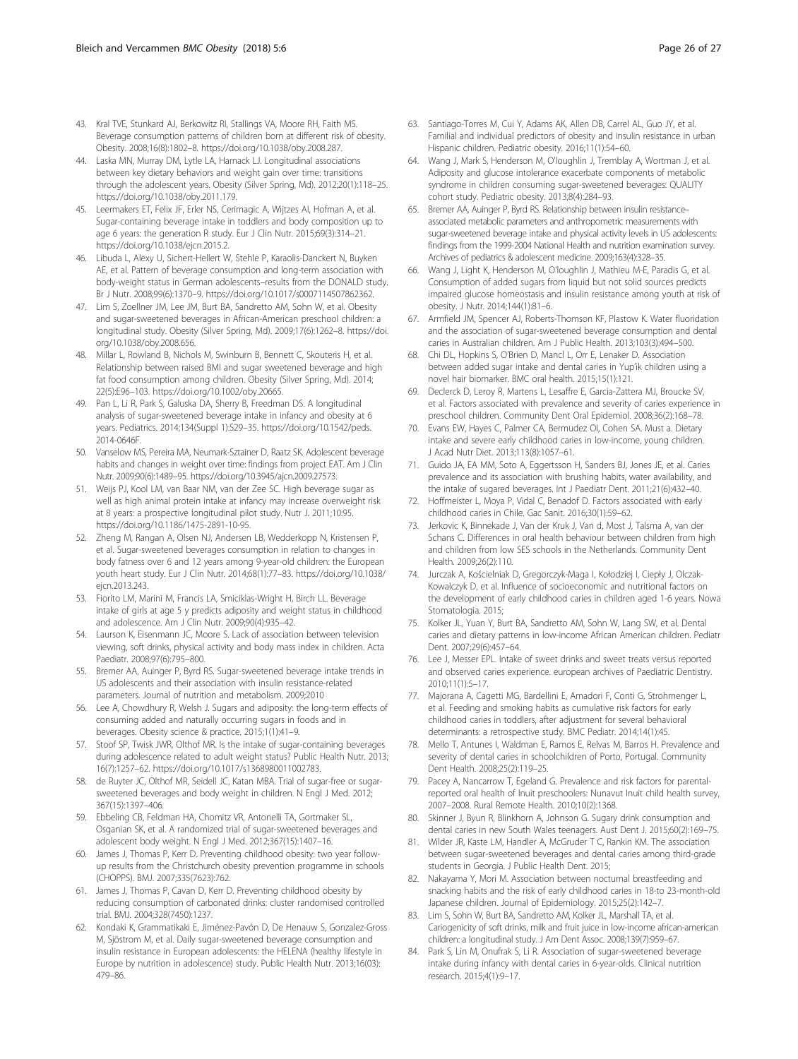43. Kral TVE, Stunkard AJ, Berkowitz RI, Stallings VA, Moore RH, Faith MS. Beverage consumption patterns of children born at different risk of obesity. Obesity. 2008;16(8):1802–8. https://doi.org/10.1038/oby.2008.287.
44. Laska MN, Murray DM, Lytle LA, Harnack LJ. Longitudinal associations between key dietary behaviors and weight gain over time: transitions through the adolescent years. Obesity (Silver Spring, Md). 2012;20(1):118–25. https://doi.org/10.1038/oby.2011.179.
45. Leermakers ET, Felix JF, Erler NS, Cerimagic A, Wijtzes AI, Hofman A, et al. Sugar-containing beverage intake in toddlers and body composition up to age 6 years: the generation R study. Eur J Clin Nutr. 2015;69(3):314–21. https://doi.org/10.1038/ejcn.2015.2.
46. Libuda L, Alexy U, Sichert-Hellert W, Stehle P, Karaolis-Danckert N, Buyken AE, et al. Pattern of beverage consumption and long-term association with body-weight status in German adolescents–results from the DONALD study. Br J Nutr. 2008;99(6):1370–9. https://doi.org/10.1017/s0007114507862362.
47. Lim S, Zoellner JM, Lee JM, Burt BA, Sandretto AM, Sohn W, et al. Obesity and sugar-sweetened beverages in African-American preschool children: a longitudinal study. Obesity (Silver Spring, Md). 2009;17(6):1262–8. https://doi.org/10.1038/oby.2008.656.
48. Millar L, Rowland B, Nichols M, Swinburn B, Bennett C, Skouteris H, et al. Relationship between raised BMI and sugar sweetened beverage and high fat food consumption among children. Obesity (Silver Spring, Md). 2014; 22(5):E96–103. https://doi.org/10.1002/oby.20665.
49. Pan L, Li R, Park S, Galuska DA, Sherry B, Freedman DS. A longitudinal analysis of sugar-sweetened beverage intake in infancy and obesity at 6 years. Pediatrics. 2014;134(Suppl 1):S29–35. https://doi.org/10.1542/peds.2014-0646F.
50. Vanselow MS, Pereira MA, Neumark-Sztainer D, Raatz SK. Adolescent beverage habits and changes in weight over time: findings from project EAT. Am J Clin Nutr. 2009;90(6):1489–95. https://doi.org/10.3945/ajcn.2009.27573.
51. Weijs PJ, Kool LM, van Baar NM, van der Zee SC. High beverage sugar as well as high animal protein intake at infancy may increase overweight risk at 8 years: a prospective longitudinal pilot study. Nutr J. 2011;10:95. https://doi.org/10.1186/1475-2891-10-95.
52. Zheng M, Rangan A, Olsen NJ, Andersen LB, Wedderkopp N, Kristensen P, et al. Sugar-sweetened beverages consumption in relation to changes in body fatness over 6 and 12 years among 9-year-old children: the European youth heart study. Eur J Clin Nutr. 2014;68(1):77–83. https://doi.org/10.1038/ejcn.2013.243.
53. Fiorito LM, Marini M, Francis LA, Smiciklas-Wright H, Birch LL. Beverage intake of girls at age 5 y predicts adiposity and weight status in childhood and adolescence. Am J Clin Nutr. 2009;90(4):935–42.
54. Laurson K, Eisenmann JC, Moore S. Lack of association between television viewing, soft drinks, physical activity and body mass index in children. Acta Paediatr. 2008;97(6):795–800.
55. Bremer AA, Auinger P, Byrd RS. Sugar-sweetened beverage intake trends in US adolescents and their association with insulin resistance-related parameters. Journal of nutrition and metabolism. 2009;2010
56. Lee A, Chowdhury R, Welsh J. Sugars and adiposity: the long-term effects of consuming added and naturally occurring sugars in foods and in beverages. Obesity science & practice. 2015;1(1):41–9.
57. Stoof SP, Twisk JWR, Olthof MR. Is the intake of sugar-containing beverages during adolescence related to adult weight status? Public Health Nutr. 2013; 16(7):1257–62. https://doi.org/10.1017/s1368980011002783.
58. de Ruyter JC, Olthof MR, Seidell JC, Katan MBA. Trial of sugar-free or sugar-sweetened beverages and body weight in children. N Engl J Med. 2012; 367(15):1397–406.
59. Ebbeling CB, Feldman HA, Chomitz VR, Antonelli TA, Gortmaker SL, Osganian SK, et al. A randomized trial of sugar-sweetened beverages and adolescent body weight. N Engl J Med. 2012;367(15):1407–16.
60. James J, Thomas P, Kerr D. Preventing childhood obesity: two year follow-up results from the Christchurch obesity prevention programme in schools (CHOPPS). BMJ. 2007;335(7623):762.
61. James J, Thomas P, Cavan D, Kerr D. Preventing childhood obesity by reducing consumption of carbonated drinks: cluster randomised controlled trial. BMJ. 2004;328(7450):1237.
62. Kondaki K, Grammatikaki E, Jiménez-Pavón D, De Henauw S, Gonzalez-Gross M, Sjöstrom M, et al. Daily sugar-sweetened beverage consumption and insulin resistance in European adolescents: the HELENA (healthy lifestyle in Europe by nutrition in adolescence) study. Public Health Nutr. 2013;16(03): 479–86.
63. Santiago-Torres M, Cui Y, Adams AK, Allen DB, Carrel AL, Guo JY, et al. Familial and individual predictors of obesity and insulin resistance in urban Hispanic children. Pediatric obesity. 2016;11(1):54–60.
64. Wang J, Mark S, Henderson M, O'loughlin J, Tremblay A, Wortman J, et al. Adiposity and glucose intolerance exacerbate components of metabolic syndrome in children consuming sugar-sweetened beverages: QUALITY cohort study. Pediatric obesity. 2013;8(4):284–93.
65. Bremer AA, Auinger P, Byrd RS. Relationship between insulin resistance–associated metabolic parameters and anthropometric measurements with sugar-sweetened beverage intake and physical activity levels in US adolescents: findings from the 1999-2004 National Health and nutrition examination survey. Archives of pediatrics & adolescent medicine. 2009;163(4):328–35.
66. Wang J, Light K, Henderson M, O'loughlin J, Mathieu M-E, Paradis G, et al. Consumption of added sugars from liquid but not solid sources predicts impaired glucose homeostasis and insulin resistance among youth at risk of obesity. J Nutr. 2014;144(1):81–6.
67. Armfield JM, Spencer AJ, Roberts-Thomson KF, Plastow K. Water fluoridation and the association of sugar-sweetened beverage consumption and dental caries in Australian children. Am J Public Health. 2013;103(3):494–500.
68. Chi DL, Hopkins S, O'Brien D, Mancl L, Orr E, Lenaker D. Association between added sugar intake and dental caries in Yup'ik children using a novel hair biomarker. BMC oral health. 2015;15(1):121.
69. Declerck D, Leroy R, Martens L, Lesaffre E, Garcia-Zattera MJ, Broucke SV, et al. Factors associated with prevalence and severity of caries experience in preschool children. Community Dent Oral Epidemiol. 2008;36(2):168–78.
70. Evans EW, Hayes C, Palmer CA, Bermudez OI, Cohen SA. Must a. Dietary intake and severe early childhood caries in low-income, young children. J Acad Nutr Diet. 2013;113(8):1057–61.
71. Guido JA, EA MM, Soto A, Eggertsson H, Sanders BJ, Jones JE, et al. Caries prevalence and its association with brushing habits, water availability, and the intake of sugared beverages. Int J Paediatr Dent. 2011;21(6):432–40.
72. Hoffmeister L, Moya P, Vidal C, Benadof D. Factors associated with early childhood caries in Chile. Gac Sanit. 2016;30(1):59–62.
73. Jerkovic K, Binnekade J, Van der Kruk J, Van d, Most J, Talsma A, van der Schans C. Differences in oral health behaviour between children from high and children from low SES schools in the Netherlands. Community Dent Health. 2009;26(2):110.
74. Jurczak A, Kościelniak D, Gregorczyk-Maga I, Kołodziej I, Ciepły J, Olczak-Kowalczyk D, et al. Influence of socioeconomic and nutritional factors on the development of early childhood caries in children aged 1-6 years. Nowa Stomatologia. 2015;
75. Kolker JL, Yuan Y, Burt BA, Sandretto AM, Sohn W, Lang SW, et al. Dental caries and dietary patterns in low-income African American children. Pediatr Dent. 2007;29(6):457–64.
76. Lee J, Messer EPL. Intake of sweet drinks and sweet treats versus reported and observed caries experience. european archives of Paediatric Dentistry. 2010;11(1):5–17.
77. Majorana A, Cagetti MG, Bardellini E, Amadori F, Conti G, Strohmenger L, et al. Feeding and smoking habits as cumulative risk factors for early childhood caries in toddlers, after adjustment for several behavioral determinants: a retrospective study. BMC Pediatr. 2014;14(1):45.
78. Mello T, Antunes I, Waldman E, Ramos E, Relvas M, Barros H. Prevalence and severity of dental caries in schoolchildren of Porto, Portugal. Community Dent Health. 2008;25(2):119–25.
79. Pacey A, Nancarrow T, Egeland G. Prevalence and risk factors for parental-reported oral health of Inuit preschoolers: Nunavut Inuit child health survey, 2007–2008. Rural Remote Health. 2010;10(2):1368.
80. Skinner J, Byun R, Blinkhorn A, Johnson G. Sugary drink consumption and dental caries in new South Wales teenagers. Aust Dent J. 2015;60(2):169–75.
81. Wilder JR, Kaste LM, Handler A, McGruder T C, Rankin KM. The association between sugar-sweetened beverages and dental caries among third-grade students in Georgia. J Public Health Dent. 2015;
82. Nakayama Y, Mori M. Association between nocturnal breastfeeding and snacking habits and the risk of early childhood caries in 18-to 23-month-old Japanese children. Journal of Epidemiology. 2015;25(2):142–7.
83. Lim S, Sohn W, Burt BA, Sandretto AM, Kolker JL, Marshall TA, et al. Cariogenicity of soft drinks, milk and fruit juice in low-income african-american children: a longitudinal study. J Am Dent Assoc. 2008;139(7):959–67.
84. Park S, Lin M, Onufrak S, Li R. Association of sugar-sweetened beverage intake during infancy with dental caries in 6-year-olds. Clinical nutrition research. 2015;4(1):9–17.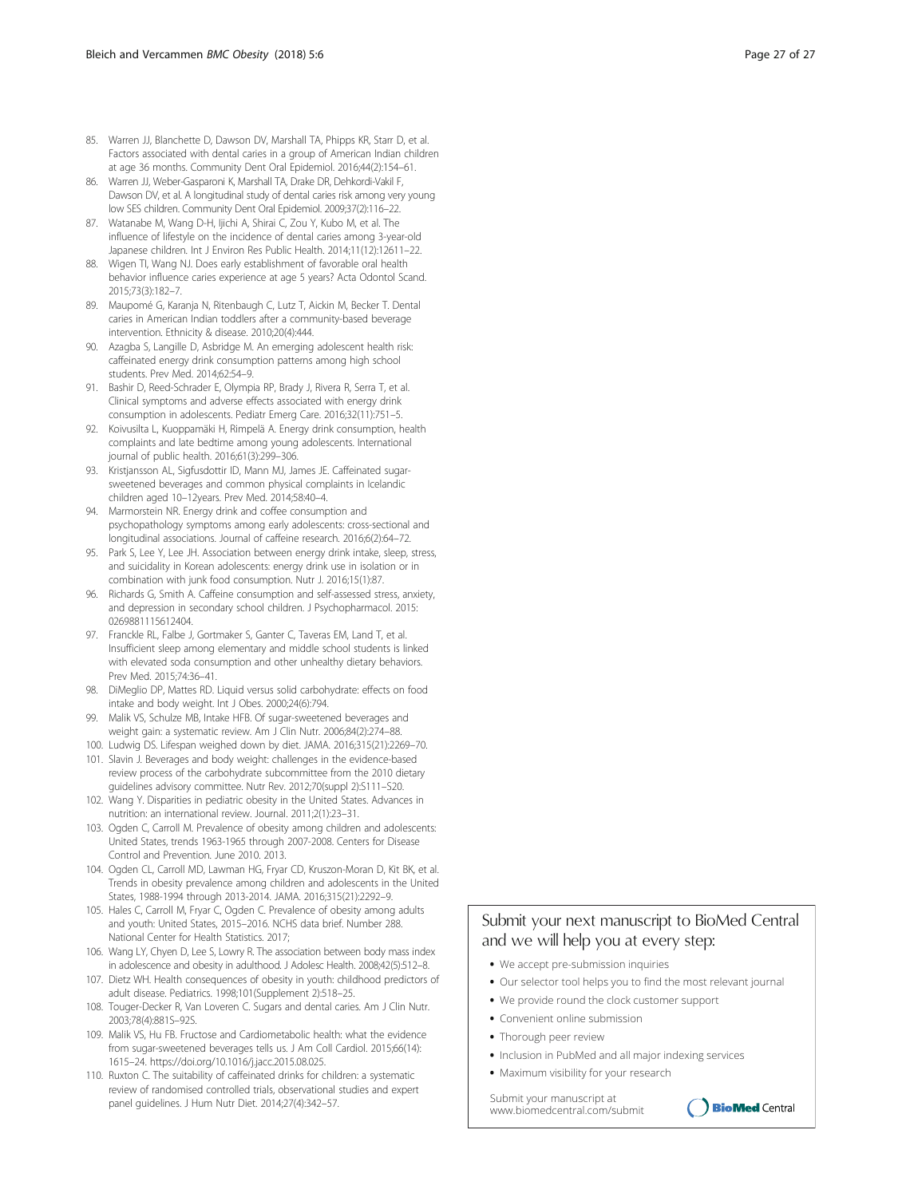85. Warren JJ, Blanchette D, Dawson DV, Marshall TA, Phipps KR, Starr D, et al. Factors associated with dental caries in a group of American Indian children at age 36 months. Community Dent Oral Epidemiol. 2016;44(2):154–61.
86. Warren JJ, Weber-Gasparoni K, Marshall TA, Drake DR, Dehkordi-Vakil F, Dawson DV, et al. A longitudinal study of dental caries risk among very young low SES children. Community Dent Oral Epidemiol. 2009;37(2):116–22.
87. Watanabe M, Wang D-H, Ijichi A, Shirai C, Zou Y, Kubo M, et al. The influence of lifestyle on the incidence of dental caries among 3-year-old Japanese children. Int J Environ Res Public Health. 2014;11(12):12611–22.
88. Wigen TI, Wang NJ. Does early establishment of favorable oral health behavior influence caries experience at age 5 years? Acta Odontol Scand. 2015;73(3):182–7.
89. Maupomé G, Karanja N, Ritenbaugh C, Lutz T, Aickin M, Becker T. Dental caries in American Indian toddlers after a community-based beverage intervention. Ethnicity & disease. 2010;20(4):444.
90. Azagba S, Langille D, Asbridge M. An emerging adolescent health risk: caffeinated energy drink consumption patterns among high school students. Prev Med. 2014;62:54–9.
91. Bashir D, Reed-Schrader E, Olympia RP, Brady J, Rivera R, Serra T, et al. Clinical symptoms and adverse effects associated with energy drink consumption in adolescents. Pediatr Emerg Care. 2016;32(11):751–5.
92. Koivusilta L, Kuoppamäki H, Rimpelä A. Energy drink consumption, health complaints and late bedtime among young adolescents. International journal of public health. 2016;61(3):299–306.
93. Kristjansson AL, Sigfusdottir ID, Mann MJ, James JE. Caffeinated sugar-sweetened beverages and common physical complaints in Icelandic children aged 10–12years. Prev Med. 2014;58:40–4.
94. Marmorstein NR. Energy drink and coffee consumption and psychopathology symptoms among early adolescents: cross-sectional and longitudinal associations. Journal of caffeine research. 2016;6(2):64–72.
95. Park S, Lee Y, Lee JH. Association between energy drink intake, sleep, stress, and suicidality in Korean adolescents: energy drink use in isolation or in combination with junk food consumption. Nutr J. 2016;15(1):87.
96. Richards G, Smith A. Caffeine consumption and self-assessed stress, anxiety, and depression in secondary school children. J Psychopharmacol. 2015: 0269881115612404.
97. Franckle RL, Falbe J, Gortmaker S, Ganter C, Taveras EM, Land T, et al. Insufficient sleep among elementary and middle school students is linked with elevated soda consumption and other unhealthy dietary behaviors. Prev Med. 2015;74:36–41.
98. DiMeglio DP, Mattes RD. Liquid versus solid carbohydrate: effects on food intake and body weight. Int J Obes. 2000;24(6):794.
99. Malik VS, Schulze MB, Intake HFB. Of sugar-sweetened beverages and weight gain: a systematic review. Am J Clin Nutr. 2006;84(2):274–88.
100. Ludwig DS. Lifespan weighed down by diet. JAMA. 2016;315(21):2269–70.
101. Slavin J. Beverages and body weight: challenges in the evidence-based review process of the carbohydrate subcommittee from the 2010 dietary guidelines advisory committee. Nutr Rev. 2012;70(suppl 2):S111–S20.
102. Wang Y. Disparities in pediatric obesity in the United States. Advances in nutrition: an international review. Journal. 2011;2(1):23–31.
103. Ogden C, Carroll M. Prevalence of obesity among children and adolescents: United States, trends 1963-1965 through 2007-2008. Centers for Disease Control and Prevention. June 2010. 2013.
104. Ogden CL, Carroll MD, Lawman HG, Fryar CD, Kruszon-Moran D, Kit BK, et al. Trends in obesity prevalence among children and adolescents in the United States, 1988-1994 through 2013-2014. JAMA. 2016;315(21):2292–9.
105. Hales C, Carroll M, Fryar C, Ogden C. Prevalence of obesity among adults and youth: United States, 2015–2016. NCHS data brief. Number 288. National Center for Health Statistics. 2017;
106. Wang LY, Chyen D, Lee S, Lowry R. The association between body mass index in adolescence and obesity in adulthood. J Adolesc Health. 2008;42(5):512–8.
107. Dietz WH. Health consequences of obesity in youth: childhood predictors of adult disease. Pediatrics. 1998;101(Supplement 2):518–25.
108. Touger-Decker R, Van Loveren C. Sugars and dental caries. Am J Clin Nutr. 2003;78(4):881S–92S.
109. Malik VS, Hu FB. Fructose and Cardiometabolic health: what the evidence from sugar-sweetened beverages tells us. J Am Coll Cardiol. 2015;66(14): 1615–24. https://doi.org/10.1016/j.jacc.2015.08.025.
110. Ruxton C. The suitability of caffeinated drinks for children: a systematic review of randomised controlled trials, observational studies and expert panel guidelines. J Hum Nutr Diet. 2014;27(4):342–57.

Submit your next manuscript to BioMed Central and we will help you at every step:

- We accept pre-submission inquiries
- Our selector tool helps you to find the most relevant journal
- We provide round the clock customer support
- Convenient online submission
- Thorough peer review
- Inclusion in PubMed and all major indexing services
- Maximum visibility for your research

Submit your manuscript at
www.biomedcentral.com/submit

BioMed Central